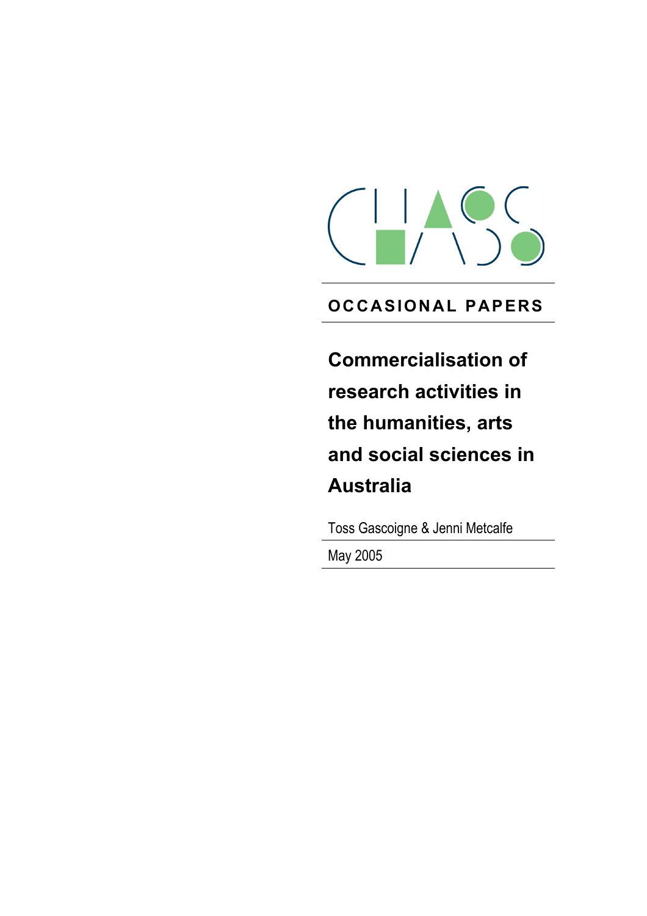CHASS

OCCASIONAL PAPERS

# Commercialisation of research activities in the humanities, arts and social sciences in Australia

Toss Gascoigne & Jenni Metcalfe

May 2005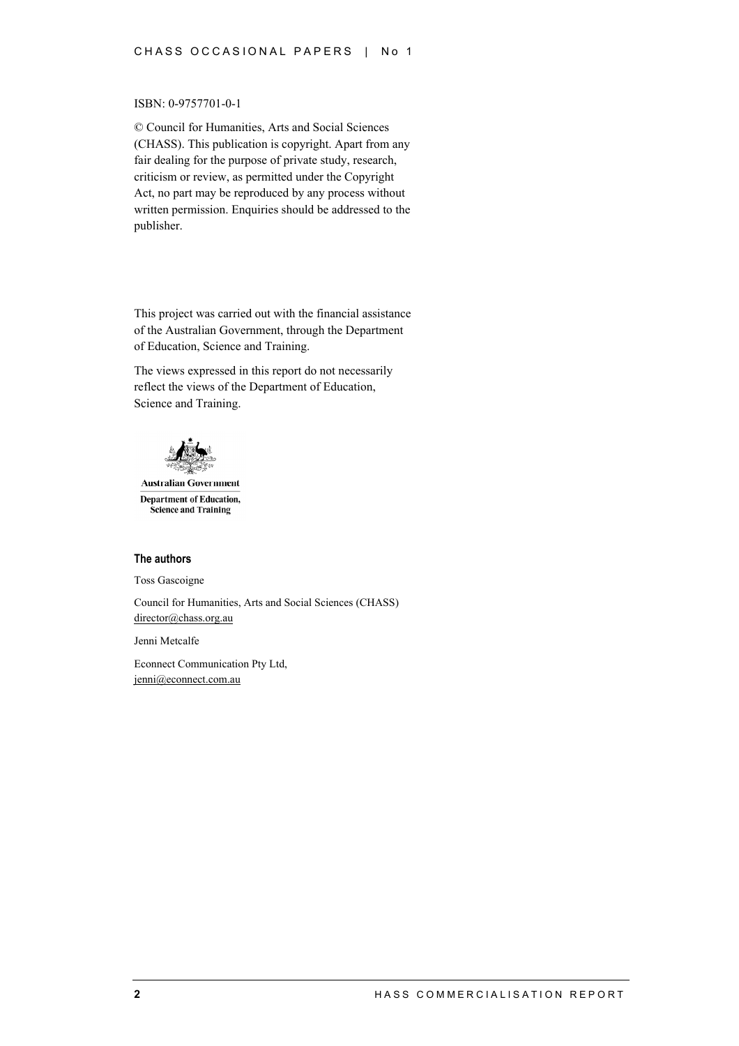ISBN: 0-9757701-0-1

© Council for Humanities, Arts and Social Sciences (CHASS). This publication is copyright. Apart from any fair dealing for the purpose of private study, research, criticism or review, as permitted under the Copyright Act, no part may be reproduced by any process without written permission. Enquiries should be addressed to the publisher.

This project was carried out with the financial assistance of the Australian Government, through the Department of Education, Science and Training.

The views expressed in this report do not necessarily reflect the views of the Department of Education, Science and Training.

Australian Government

Department of Education, Science and Training

**The authors**

Toss Gascoigne

Council for Humanities, Arts and Social Sciences (CHASS)
director@chass.org.au

Jenni Metcalfe

Econnect Communication Pty Ltd,
jenni@econnect.com.au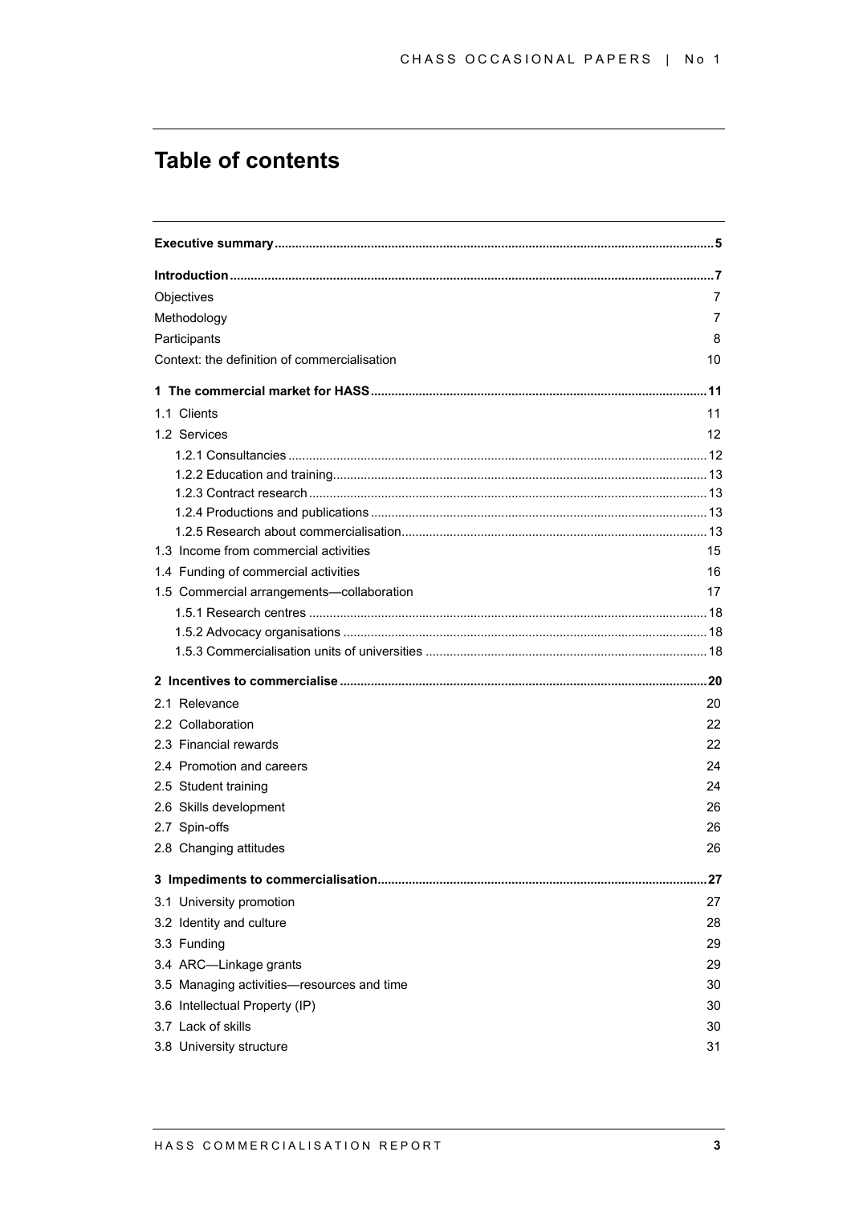# Table of contents

| | |
|---|---|
| **Executive summary** | **5** |
| **Introduction** | **7** |
| Objectives | 7 |
| Methodology | 7 |
| Participants | 8 |
| Context: the definition of commercialisation | 10 |
| **1 The commercial market for HASS** | **11** |
| 1.1 Clients | 11 |
| 1.2 Services | 12 |
| 1.2.1 Consultancies | 12 |
| 1.2.2 Education and training | 13 |
| 1.2.3 Contract research | 13 |
| 1.2.4 Productions and publications | 13 |
| 1.2.5 Research about commercialisation | 13 |
| 1.3 Income from commercial activities | 15 |
| 1.4 Funding of commercial activities | 16 |
| 1.5 Commercial arrangements—collaboration | 17 |
| 1.5.1 Research centres | 18 |
| 1.5.2 Advocacy organisations | 18 |
| 1.5.3 Commercialisation units of universities | 18 |
| **2 Incentives to commercialise** | **20** |
| 2.1 Relevance | 20 |
| 2.2 Collaboration | 22 |
| 2.3 Financial rewards | 22 |
| 2.4 Promotion and careers | 24 |
| 2.5 Student training | 24 |
| 2.6 Skills development | 26 |
| 2.7 Spin-offs | 26 |
| 2.8 Changing attitudes | 26 |
| **3 Impediments to commercialisation** | **27** |
| 3.1 University promotion | 27 |
| 3.2 Identity and culture | 28 |
| 3.3 Funding | 29 |
| 3.4 ARC—Linkage grants | 29 |
| 3.5 Managing activities—resources and time | 30 |
| 3.6 Intellectual Property (IP) | 30 |
| 3.7 Lack of skills | 30 |
| 3.8 University structure | 31 |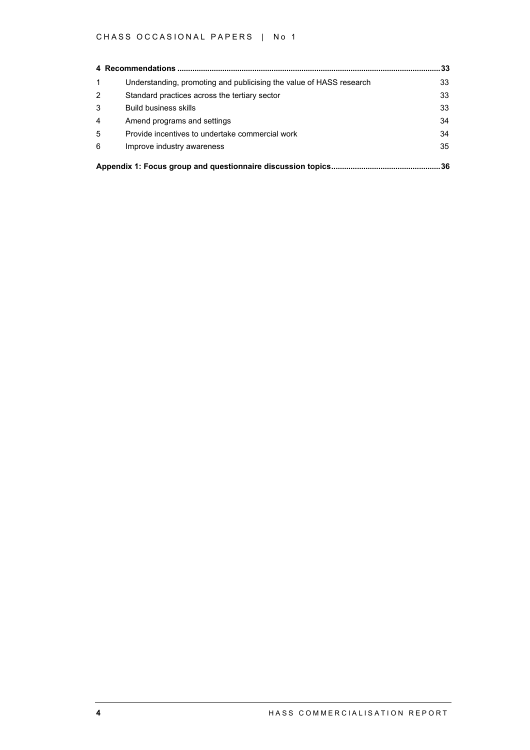**4 Recommendations .......... 33**

| | | |
|---|---|---|
| 1 | Understanding, promoting and publicising the value of HASS research | 33 |
| 2 | Standard practices across the tertiary sector | 33 |
| 3 | Build business skills | 33 |
| 4 | Amend programs and settings | 34 |
| 5 | Provide incentives to undertake commercial work | 34 |
| 6 | Improve industry awareness | 35 |

**Appendix 1: Focus group and questionnaire discussion topics .......... 36**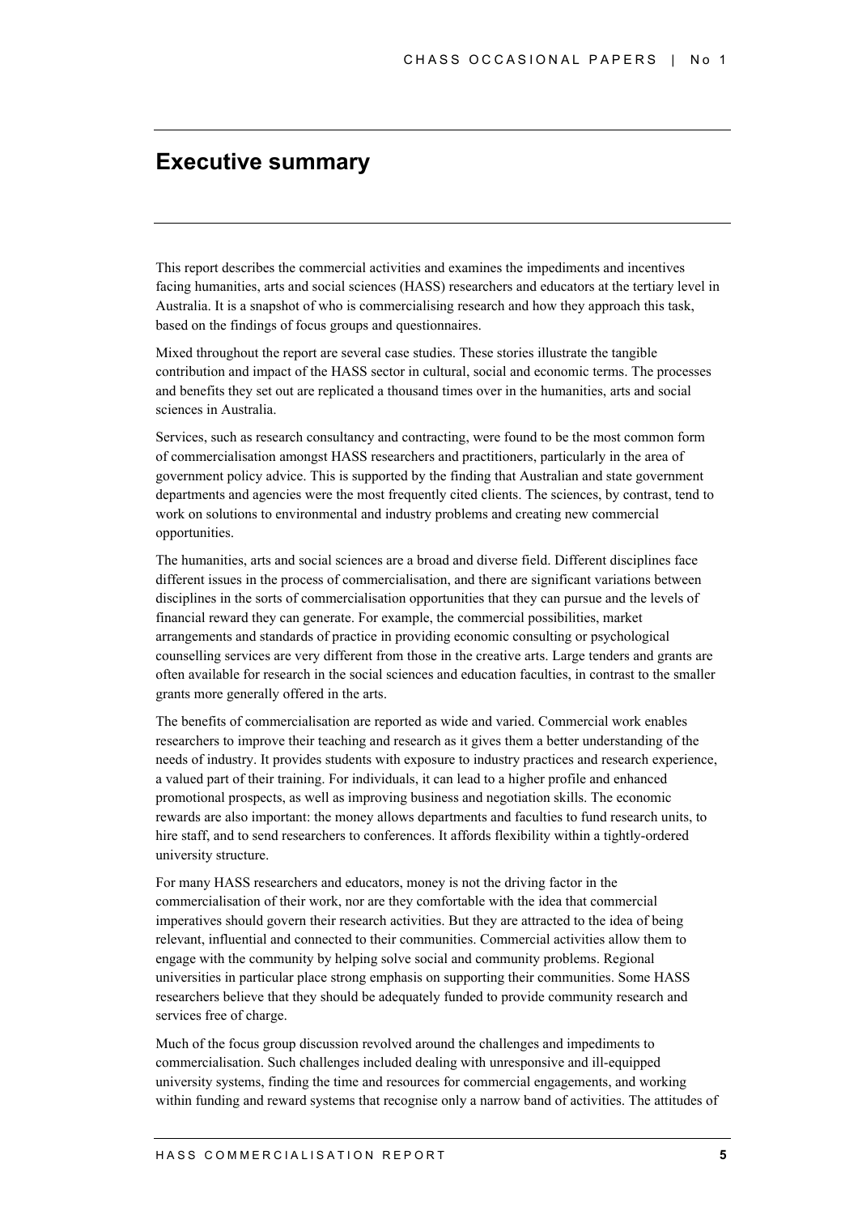# Executive summary

This report describes the commercial activities and examines the impediments and incentives facing humanities, arts and social sciences (HASS) researchers and educators at the tertiary level in Australia. It is a snapshot of who is commercialising research and how they approach this task, based on the findings of focus groups and questionnaires.

Mixed throughout the report are several case studies. These stories illustrate the tangible contribution and impact of the HASS sector in cultural, social and economic terms. The processes and benefits they set out are replicated a thousand times over in the humanities, arts and social sciences in Australia.

Services, such as research consultancy and contracting, were found to be the most common form of commercialisation amongst HASS researchers and practitioners, particularly in the area of government policy advice. This is supported by the finding that Australian and state government departments and agencies were the most frequently cited clients. The sciences, by contrast, tend to work on solutions to environmental and industry problems and creating new commercial opportunities.

The humanities, arts and social sciences are a broad and diverse field. Different disciplines face different issues in the process of commercialisation, and there are significant variations between disciplines in the sorts of commercialisation opportunities that they can pursue and the levels of financial reward they can generate. For example, the commercial possibilities, market arrangements and standards of practice in providing economic consulting or psychological counselling services are very different from those in the creative arts. Large tenders and grants are often available for research in the social sciences and education faculties, in contrast to the smaller grants more generally offered in the arts.

The benefits of commercialisation are reported as wide and varied. Commercial work enables researchers to improve their teaching and research as it gives them a better understanding of the needs of industry. It provides students with exposure to industry practices and research experience, a valued part of their training. For individuals, it can lead to a higher profile and enhanced promotional prospects, as well as improving business and negotiation skills. The economic rewards are also important: the money allows departments and faculties to fund research units, to hire staff, and to send researchers to conferences. It affords flexibility within a tightly-ordered university structure.

For many HASS researchers and educators, money is not the driving factor in the commercialisation of their work, nor are they comfortable with the idea that commercial imperatives should govern their research activities. But they are attracted to the idea of being relevant, influential and connected to their communities. Commercial activities allow them to engage with the community by helping solve social and community problems. Regional universities in particular place strong emphasis on supporting their communities. Some HASS researchers believe that they should be adequately funded to provide community research and services free of charge.

Much of the focus group discussion revolved around the challenges and impediments to commercialisation. Such challenges included dealing with unresponsive and ill-equipped university systems, finding the time and resources for commercial engagements, and working within funding and reward systems that recognise only a narrow band of activities. The attitudes of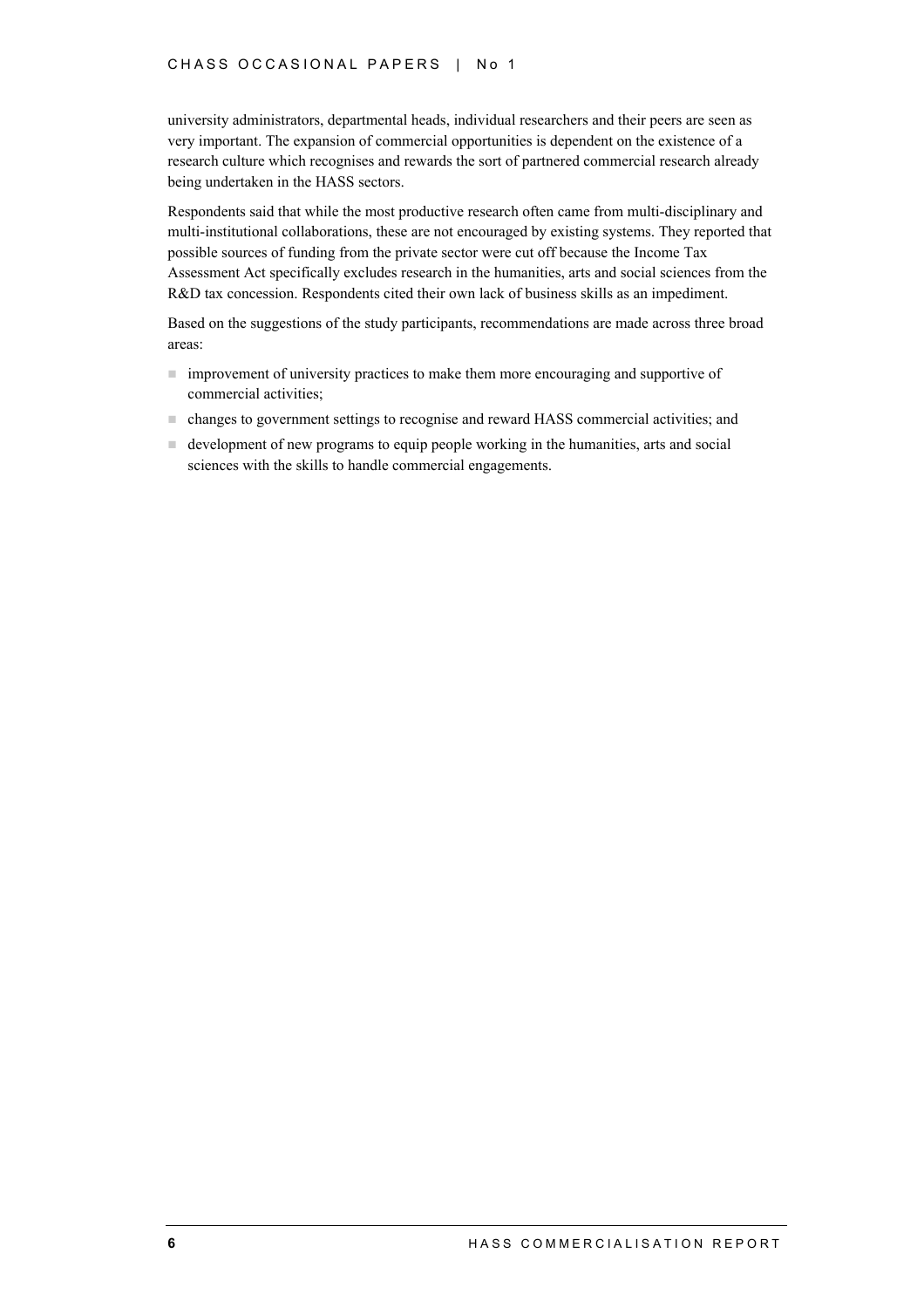university administrators, departmental heads, individual researchers and their peers are seen as very important. The expansion of commercial opportunities is dependent on the existence of a research culture which recognises and rewards the sort of partnered commercial research already being undertaken in the HASS sectors.

Respondents said that while the most productive research often came from multi-disciplinary and multi-institutional collaborations, these are not encouraged by existing systems. They reported that possible sources of funding from the private sector were cut off because the Income Tax Assessment Act specifically excludes research in the humanities, arts and social sciences from the R&D tax concession. Respondents cited their own lack of business skills as an impediment.

Based on the suggestions of the study participants, recommendations are made across three broad areas:

- improvement of university practices to make them more encouraging and supportive of commercial activities;
- changes to government settings to recognise and reward HASS commercial activities; and
- development of new programs to equip people working in the humanities, arts and social sciences with the skills to handle commercial engagements.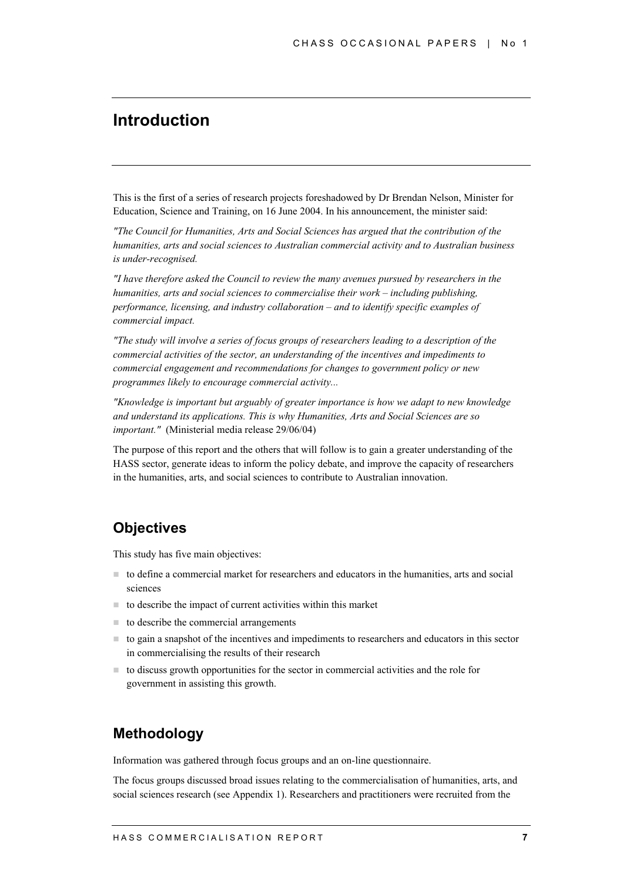# Introduction

This is the first of a series of research projects foreshadowed by Dr Brendan Nelson, Minister for Education, Science and Training, on 16 June 2004. In his announcement, the minister said:

*"The Council for Humanities, Arts and Social Sciences has argued that the contribution of the humanities, arts and social sciences to Australian commercial activity and to Australian business is under-recognised.*

*"I have therefore asked the Council to review the many avenues pursued by researchers in the humanities, arts and social sciences to commercialise their work – including publishing, performance, licensing, and industry collaboration – and to identify specific examples of commercial impact.*

*"The study will involve a series of focus groups of researchers leading to a description of the commercial activities of the sector, an understanding of the incentives and impediments to commercial engagement and recommendations for changes to government policy or new programmes likely to encourage commercial activity...*

*"Knowledge is important but arguably of greater importance is how we adapt to new knowledge and understand its applications. This is why Humanities, Arts and Social Sciences are so important."* (Ministerial media release 29/06/04)

The purpose of this report and the others that will follow is to gain a greater understanding of the HASS sector, generate ideas to inform the policy debate, and improve the capacity of researchers in the humanities, arts, and social sciences to contribute to Australian innovation.

## Objectives

This study has five main objectives:

- to define a commercial market for researchers and educators in the humanities, arts and social sciences
- to describe the impact of current activities within this market
- to describe the commercial arrangements
- to gain a snapshot of the incentives and impediments to researchers and educators in this sector in commercialising the results of their research
- to discuss growth opportunities for the sector in commercial activities and the role for government in assisting this growth.

## Methodology

Information was gathered through focus groups and an on-line questionnaire.

The focus groups discussed broad issues relating to the commercialisation of humanities, arts, and social sciences research (see Appendix 1). Researchers and practitioners were recruited from the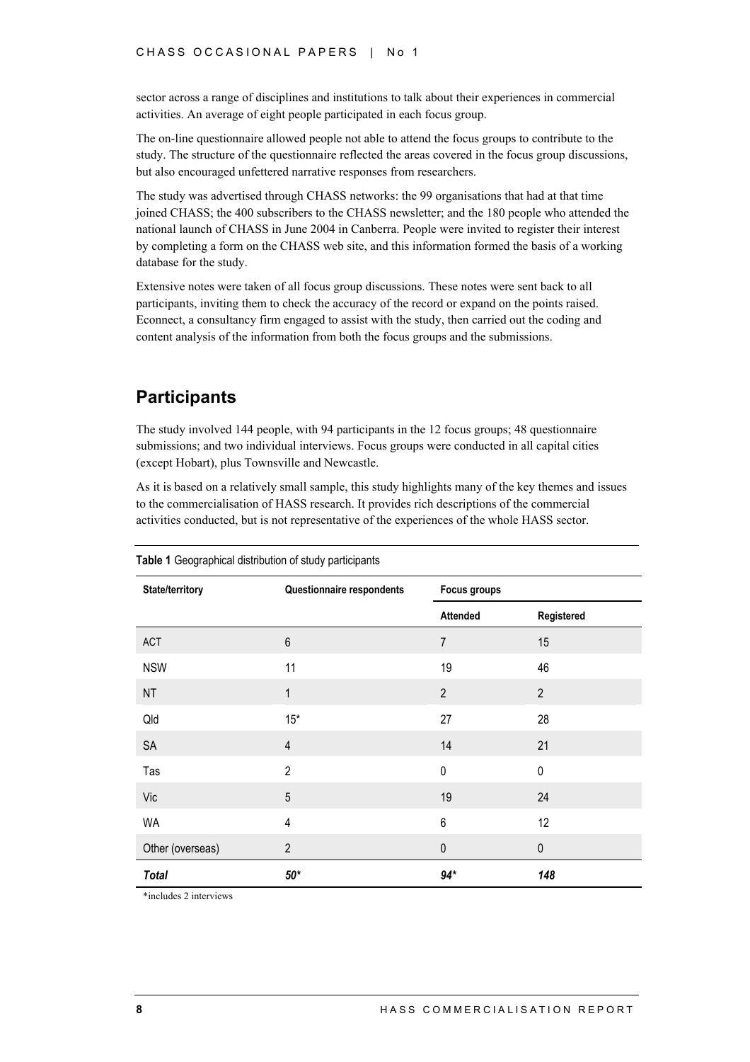sector across a range of disciplines and institutions to talk about their experiences in commercial activities. An average of eight people participated in each focus group.

The on-line questionnaire allowed people not able to attend the focus groups to contribute to the study. The structure of the questionnaire reflected the areas covered in the focus group discussions, but also encouraged unfettered narrative responses from researchers.

The study was advertised through CHASS networks: the 99 organisations that had at that time joined CHASS; the 400 subscribers to the CHASS newsletter; and the 180 people who attended the national launch of CHASS in June 2004 in Canberra. People were invited to register their interest by completing a form on the CHASS web site, and this information formed the basis of a working database for the study.

Extensive notes were taken of all focus group discussions. These notes were sent back to all participants, inviting them to check the accuracy of the record or expand on the points raised. Econnect, a consultancy firm engaged to assist with the study, then carried out the coding and content analysis of the information from both the focus groups and the submissions.

## Participants

The study involved 144 people, with 94 participants in the 12 focus groups; 48 questionnaire submissions; and two individual interviews. Focus groups were conducted in all capital cities (except Hobart), plus Townsville and Newcastle.

As it is based on a relatively small sample, this study highlights many of the key themes and issues to the commercialisation of HASS research. It provides rich descriptions of the commercial activities conducted, but is not representative of the experiences of the whole HASS sector.

**Table 1** Geographical distribution of study participants

| State/territory | Questionnaire respondents | Focus groups | |
|---|---|---|---|
| | | Attended | Registered |
| ACT | 6 | 7 | 15 |
| NSW | 11 | 19 | 46 |
| NT | 1 | 2 | 2 |
| Qld | 15* | 27 | 28 |
| SA | 4 | 14 | 21 |
| Tas | 2 | 0 | 0 |
| Vic | 5 | 19 | 24 |
| WA | 4 | 6 | 12 |
| Other (overseas) | 2 | 0 | 0 |
| ***Total*** | ***50**** | ***94**** | ***148*** |

*includes 2 interviews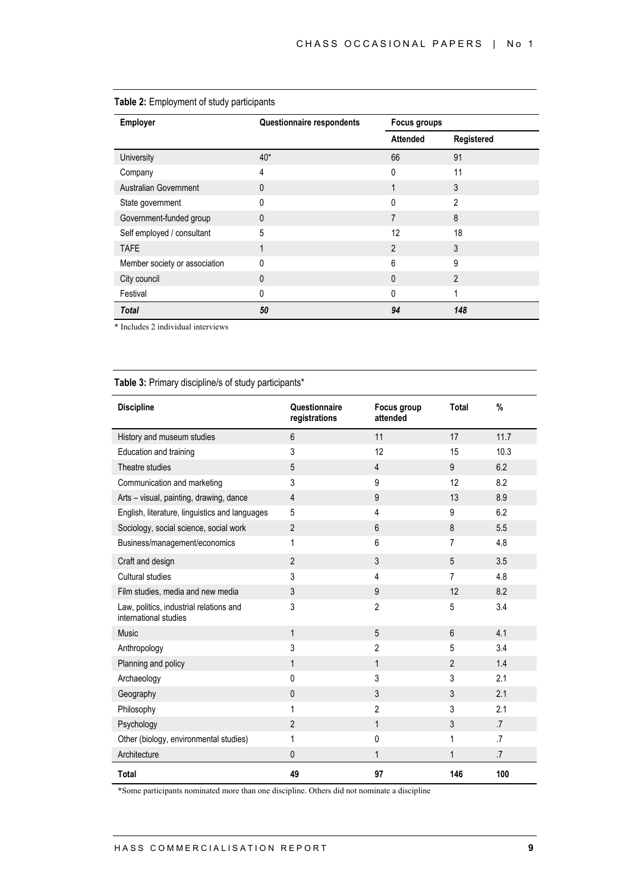**Table 2:** Employment of study participants

| Employer | Questionnaire respondents | Focus groups | |
|---|---|---|---|
| | | Attended | Registered |
| University | 40* | 66 | 91 |
| Company | 4 | 0 | 11 |
| Australian Government | 0 | 1 | 3 |
| State government | 0 | 0 | 2 |
| Government-funded group | 0 | 7 | 8 |
| Self employed / consultant | 5 | 12 | 18 |
| TAFE | 1 | 2 | 3 |
| Member society or association | 0 | 6 | 9 |
| City council | 0 | 0 | 2 |
| Festival | 0 | 0 | 1 |
| ***Total*** | ***50*** | ***94*** | ***148*** |

* Includes 2 individual interviews

**Table 3:** Primary discipline/s of study participants*

| Discipline | Questionnaire registrations | Focus group attended | Total | % |
|---|---|---|---|---|
| History and museum studies | 6 | 11 | 17 | 11.7 |
| Education and training | 3 | 12 | 15 | 10.3 |
| Theatre studies | 5 | 4 | 9 | 6.2 |
| Communication and marketing | 3 | 9 | 12 | 8.2 |
| Arts – visual, painting, drawing, dance | 4 | 9 | 13 | 8.9 |
| English, literature, linguistics and languages | 5 | 4 | 9 | 6.2 |
| Sociology, social science, social work | 2 | 6 | 8 | 5.5 |
| Business/management/economics | 1 | 6 | 7 | 4.8 |
| Craft and design | 2 | 3 | 5 | 3.5 |
| Cultural studies | 3 | 4 | 7 | 4.8 |
| Film studies, media and new media | 3 | 9 | 12 | 8.2 |
| Law, politics, industrial relations and international studies | 3 | 2 | 5 | 3.4 |
| Music | 1 | 5 | 6 | 4.1 |
| Anthropology | 3 | 2 | 5 | 3.4 |
| Planning and policy | 1 | 1 | 2 | 1.4 |
| Archaeology | 0 | 3 | 3 | 2.1 |
| Geography | 0 | 3 | 3 | 2.1 |
| Philosophy | 1 | 2 | 3 | 2.1 |
| Psychology | 2 | 1 | 3 | .7 |
| Other (biology, environmental studies) | 1 | 0 | 1 | .7 |
| Architecture | 0 | 1 | 1 | .7 |
| **Total** | **49** | **97** | **146** | **100** |

*Some participants nominated more than one discipline. Others did not nominate a discipline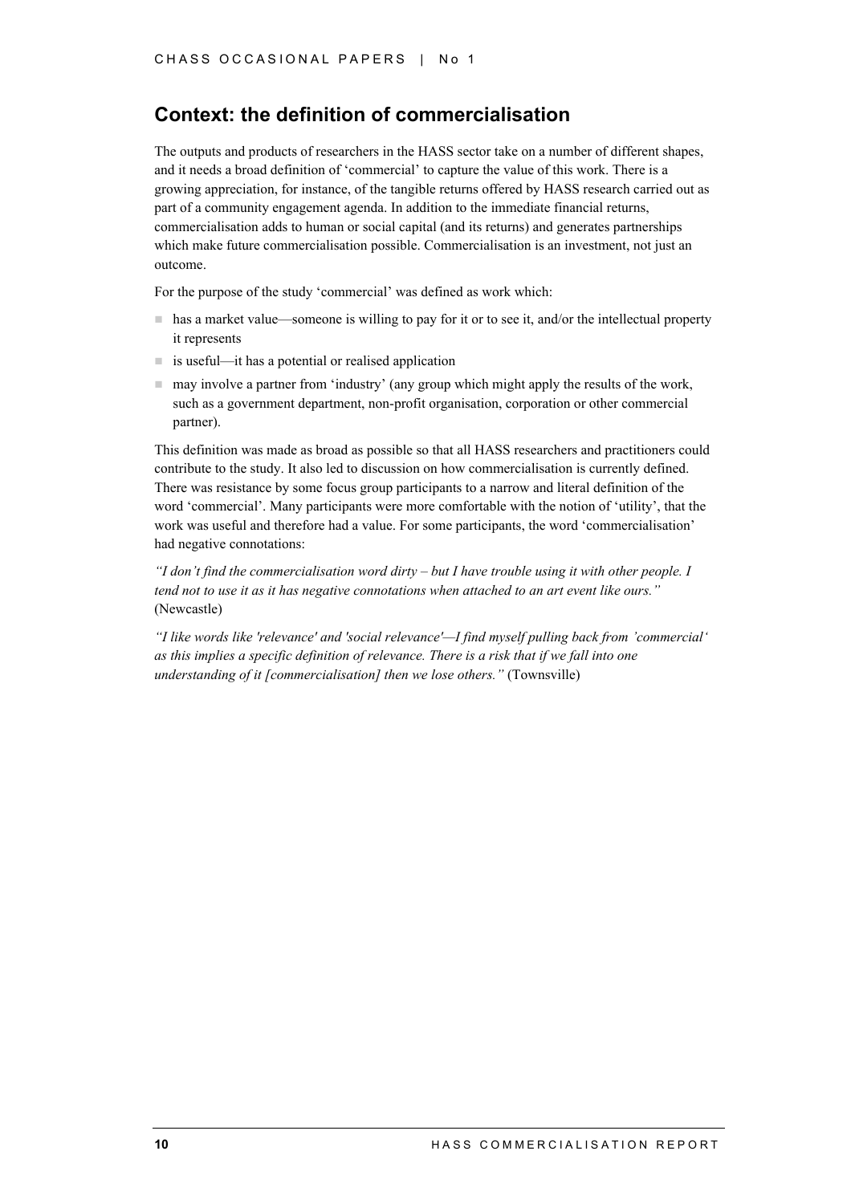## Context: the definition of commercialisation

The outputs and products of researchers in the HASS sector take on a number of different shapes, and it needs a broad definition of 'commercial' to capture the value of this work. There is a growing appreciation, for instance, of the tangible returns offered by HASS research carried out as part of a community engagement agenda. In addition to the immediate financial returns, commercialisation adds to human or social capital (and its returns) and generates partnerships which make future commercialisation possible. Commercialisation is an investment, not just an outcome.

For the purpose of the study 'commercial' was defined as work which:

- has a market value—someone is willing to pay for it or to see it, and/or the intellectual property it represents
- is useful—it has a potential or realised application
- may involve a partner from 'industry' (any group which might apply the results of the work, such as a government department, non-profit organisation, corporation or other commercial partner).

This definition was made as broad as possible so that all HASS researchers and practitioners could contribute to the study. It also led to discussion on how commercialisation is currently defined. There was resistance by some focus group participants to a narrow and literal definition of the word 'commercial'. Many participants were more comfortable with the notion of 'utility', that the work was useful and therefore had a value. For some participants, the word 'commercialisation' had negative connotations:

*"I don't find the commercialisation word dirty – but I have trouble using it with other people. I tend not to use it as it has negative connotations when attached to an art event like ours."* (Newcastle)

*"I like words like 'relevance' and 'social relevance'—I find myself pulling back from 'commercial' as this implies a specific definition of relevance. There is a risk that if we fall into one understanding of it [commercialisation] then we lose others."* (Townsville)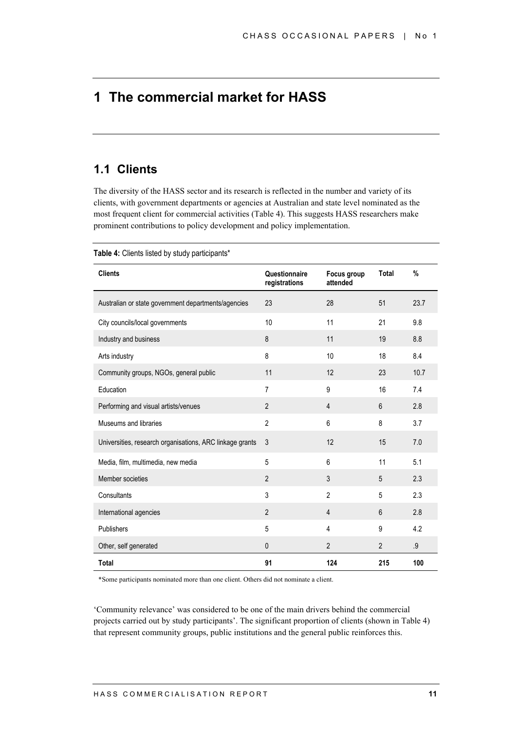# 1 The commercial market for HASS

## 1.1 Clients

The diversity of the HASS sector and its research is reflected in the number and variety of its clients, with government departments or agencies at Australian and state level nominated as the most frequent client for commercial activities (Table 4). This suggests HASS researchers make prominent contributions to policy development and policy implementation.

**Table 4:** Clients listed by study participants*

| Clients | Questionnaire registrations | Focus group attended | Total | % |
|---|---|---|---|---|
| Australian or state government departments/agencies | 23 | 28 | 51 | 23.7 |
| City councils/local governments | 10 | 11 | 21 | 9.8 |
| Industry and business | 8 | 11 | 19 | 8.8 |
| Arts industry | 8 | 10 | 18 | 8.4 |
| Community groups, NGOs, general public | 11 | 12 | 23 | 10.7 |
| Education | 7 | 9 | 16 | 7.4 |
| Performing and visual artists/venues | 2 | 4 | 6 | 2.8 |
| Museums and libraries | 2 | 6 | 8 | 3.7 |
| Universities, research organisations, ARC linkage grants | 3 | 12 | 15 | 7.0 |
| Media, film, multimedia, new media | 5 | 6 | 11 | 5.1 |
| Member societies | 2 | 3 | 5 | 2.3 |
| Consultants | 3 | 2 | 5 | 2.3 |
| International agencies | 2 | 4 | 6 | 2.8 |
| Publishers | 5 | 4 | 9 | 4.2 |
| Other, self generated | 0 | 2 | 2 | .9 |
| **Total** | **91** | **124** | **215** | **100** |

*Some participants nominated more than one client. Others did not nominate a client.

'Community relevance' was considered to be one of the main drivers behind the commercial projects carried out by study participants'. The significant proportion of clients (shown in Table 4) that represent community groups, public institutions and the general public reinforces this.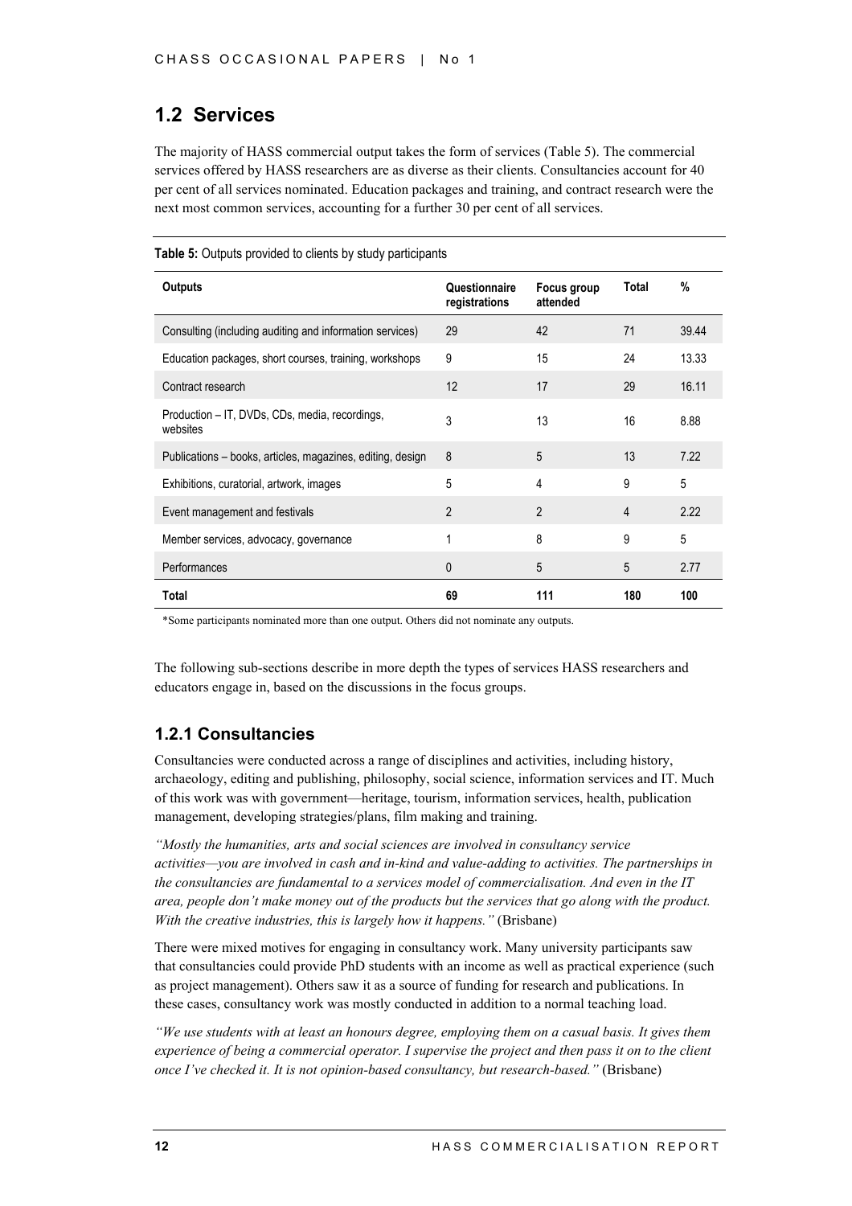## 1.2 Services

The majority of HASS commercial output takes the form of services (Table 5). The commercial services offered by HASS researchers are as diverse as their clients. Consultancies account for 40 per cent of all services nominated. Education packages and training, and contract research were the next most common services, accounting for a further 30 per cent of all services.

**Table 5:** Outputs provided to clients by study participants

| Outputs | Questionnaire registrations | Focus group attended | Total | % |
|---|---|---|---|---|
| Consulting (including auditing and information services) | 29 | 42 | 71 | 39.44 |
| Education packages, short courses, training, workshops | 9 | 15 | 24 | 13.33 |
| Contract research | 12 | 17 | 29 | 16.11 |
| Production – IT, DVDs, CDs, media, recordings, websites | 3 | 13 | 16 | 8.88 |
| Publications – books, articles, magazines, editing, design | 8 | 5 | 13 | 7.22 |
| Exhibitions, curatorial, artwork, images | 5 | 4 | 9 | 5 |
| Event management and festivals | 2 | 2 | 4 | 2.22 |
| Member services, advocacy, governance | 1 | 8 | 9 | 5 |
| Performances | 0 | 5 | 5 | 2.77 |
| **Total** | **69** | **111** | **180** | **100** |

*Some participants nominated more than one output. Others did not nominate any outputs.

The following sub-sections describe in more depth the types of services HASS researchers and educators engage in, based on the discussions in the focus groups.

### 1.2.1 Consultancies

Consultancies were conducted across a range of disciplines and activities, including history, archaeology, editing and publishing, philosophy, social science, information services and IT. Much of this work was with government—heritage, tourism, information services, health, publication management, developing strategies/plans, film making and training.

*"Mostly the humanities, arts and social sciences are involved in consultancy service activities—you are involved in cash and in-kind and value-adding to activities. The partnerships in the consultancies are fundamental to a services model of commercialisation. And even in the IT area, people don't make money out of the products but the services that go along with the product. With the creative industries, this is largely how it happens."* (Brisbane)

There were mixed motives for engaging in consultancy work. Many university participants saw that consultancies could provide PhD students with an income as well as practical experience (such as project management). Others saw it as a source of funding for research and publications. In these cases, consultancy work was mostly conducted in addition to a normal teaching load.

*"We use students with at least an honours degree, employing them on a casual basis. It gives them experience of being a commercial operator. I supervise the project and then pass it on to the client once I've checked it. It is not opinion-based consultancy, but research-based."* (Brisbane)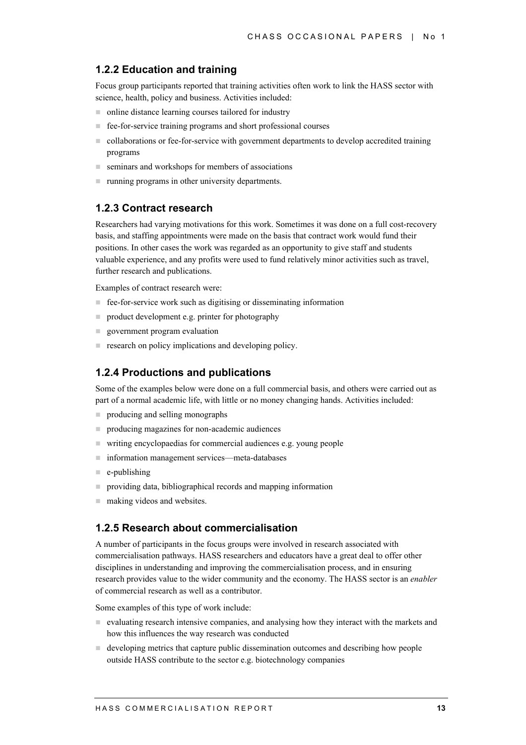### 1.2.2 Education and training

Focus group participants reported that training activities often work to link the HASS sector with science, health, policy and business. Activities included:

- online distance learning courses tailored for industry
- fee-for-service training programs and short professional courses
- collaborations or fee-for-service with government departments to develop accredited training programs
- seminars and workshops for members of associations
- running programs in other university departments.

### 1.2.3 Contract research

Researchers had varying motivations for this work. Sometimes it was done on a full cost-recovery basis, and staffing appointments were made on the basis that contract work would fund their positions. In other cases the work was regarded as an opportunity to give staff and students valuable experience, and any profits were used to fund relatively minor activities such as travel, further research and publications.

Examples of contract research were:

- fee-for-service work such as digitising or disseminating information
- product development e.g. printer for photography
- government program evaluation
- research on policy implications and developing policy.

### 1.2.4 Productions and publications

Some of the examples below were done on a full commercial basis, and others were carried out as part of a normal academic life, with little or no money changing hands. Activities included:

- producing and selling monographs
- producing magazines for non-academic audiences
- writing encyclopaedias for commercial audiences e.g. young people
- information management services—meta-databases
- e-publishing
- providing data, bibliographical records and mapping information
- making videos and websites.

### 1.2.5 Research about commercialisation

A number of participants in the focus groups were involved in research associated with commercialisation pathways. HASS researchers and educators have a great deal to offer other disciplines in understanding and improving the commercialisation process, and in ensuring research provides value to the wider community and the economy. The HASS sector is an *enabler* of commercial research as well as a contributor.

Some examples of this type of work include:

- evaluating research intensive companies, and analysing how they interact with the markets and how this influences the way research was conducted
- developing metrics that capture public dissemination outcomes and describing how people outside HASS contribute to the sector e.g. biotechnology companies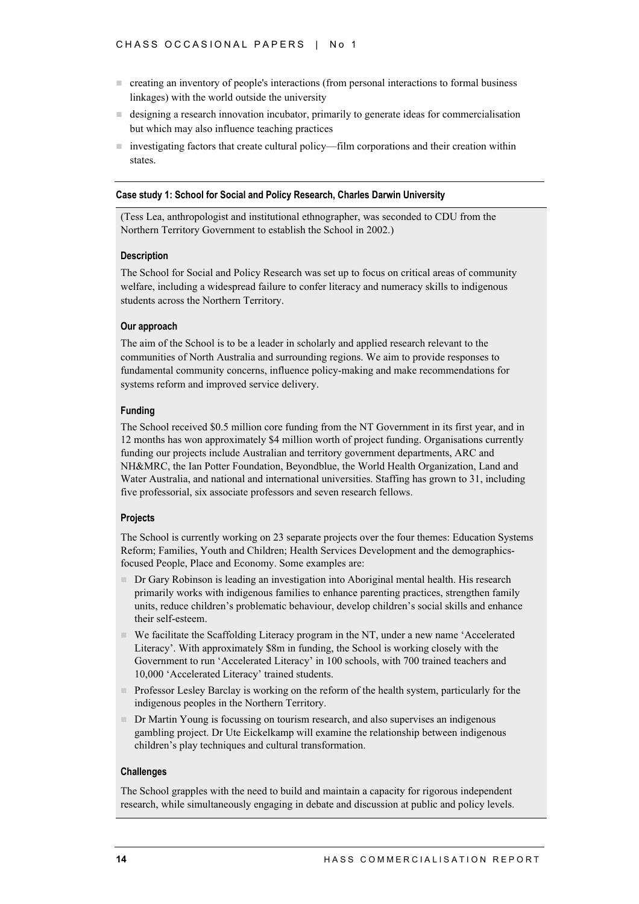- creating an inventory of people's interactions (from personal interactions to formal business linkages) with the world outside the university
- designing a research innovation incubator, primarily to generate ideas for commercialisation but which may also influence teaching practices
- investigating factors that create cultural policy—film corporations and their creation within states.

### Case study 1: School for Social and Policy Research, Charles Darwin University

(Tess Lea, anthropologist and institutional ethnographer, was seconded to CDU from the Northern Territory Government to establish the School in 2002.)

#### Description

The School for Social and Policy Research was set up to focus on critical areas of community welfare, including a widespread failure to confer literacy and numeracy skills to indigenous students across the Northern Territory.

#### Our approach

The aim of the School is to be a leader in scholarly and applied research relevant to the communities of North Australia and surrounding regions. We aim to provide responses to fundamental community concerns, influence policy-making and make recommendations for systems reform and improved service delivery.

#### Funding

The School received $0.5 million core funding from the NT Government in its first year, and in 12 months has won approximately $4 million worth of project funding. Organisations currently funding our projects include Australian and territory government departments, ARC and NH&MRC, the Ian Potter Foundation, Beyondblue, the World Health Organization, Land and Water Australia, and national and international universities. Staffing has grown to 31, including five professorial, six associate professors and seven research fellows.

#### Projects

The School is currently working on 23 separate projects over the four themes: Education Systems Reform; Families, Youth and Children; Health Services Development and the demographics-focused People, Place and Economy. Some examples are:

- Dr Gary Robinson is leading an investigation into Aboriginal mental health. His research primarily works with indigenous families to enhance parenting practices, strengthen family units, reduce children's problematic behaviour, develop children's social skills and enhance their self-esteem.
- We facilitate the Scaffolding Literacy program in the NT, under a new name 'Accelerated Literacy'. With approximately $8m in funding, the School is working closely with the Government to run 'Accelerated Literacy' in 100 schools, with 700 trained teachers and 10,000 'Accelerated Literacy' trained students.
- Professor Lesley Barclay is working on the reform of the health system, particularly for the indigenous peoples in the Northern Territory.
- Dr Martin Young is focussing on tourism research, and also supervises an indigenous gambling project. Dr Ute Eickelkamp will examine the relationship between indigenous children's play techniques and cultural transformation.

#### Challenges

The School grapples with the need to build and maintain a capacity for rigorous independent research, while simultaneously engaging in debate and discussion at public and policy levels.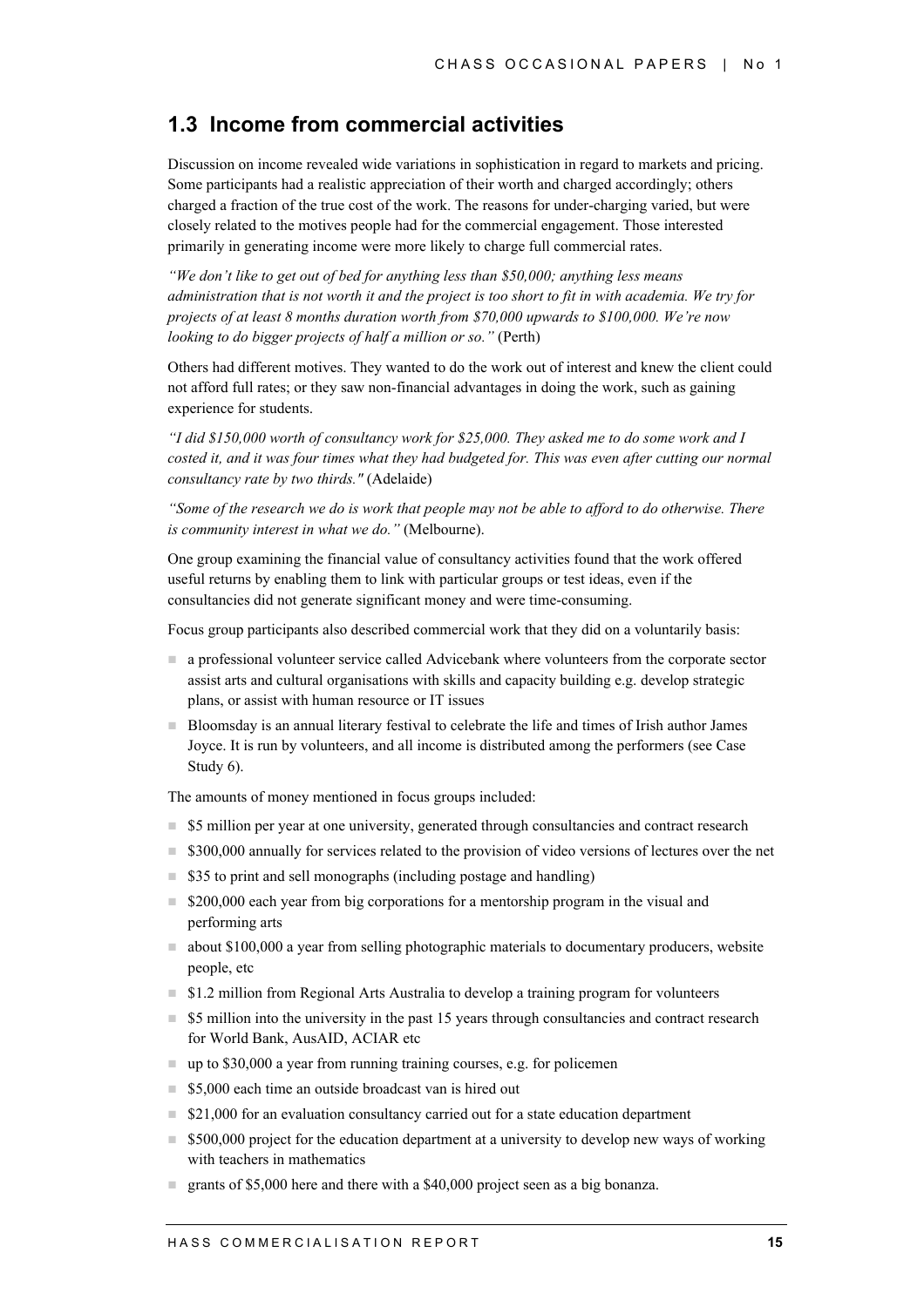## 1.3 Income from commercial activities

Discussion on income revealed wide variations in sophistication in regard to markets and pricing. Some participants had a realistic appreciation of their worth and charged accordingly; others charged a fraction of the true cost of the work. The reasons for under-charging varied, but were closely related to the motives people had for the commercial engagement. Those interested primarily in generating income were more likely to charge full commercial rates.

*"We don't like to get out of bed for anything less than $50,000; anything less means administration that is not worth it and the project is too short to fit in with academia. We try for projects of at least 8 months duration worth from $70,000 upwards to $100,000. We're now looking to do bigger projects of half a million or so."* (Perth)

Others had different motives. They wanted to do the work out of interest and knew the client could not afford full rates; or they saw non-financial advantages in doing the work, such as gaining experience for students.

*"I did $150,000 worth of consultancy work for $25,000. They asked me to do some work and I costed it, and it was four times what they had budgeted for. This was even after cutting our normal consultancy rate by two thirds."* (Adelaide)

*"Some of the research we do is work that people may not be able to afford to do otherwise. There is community interest in what we do."* (Melbourne).

One group examining the financial value of consultancy activities found that the work offered useful returns by enabling them to link with particular groups or test ideas, even if the consultancies did not generate significant money and were time-consuming.

Focus group participants also described commercial work that they did on a voluntarily basis:

- a professional volunteer service called Advicebank where volunteers from the corporate sector assist arts and cultural organisations with skills and capacity building e.g. develop strategic plans, or assist with human resource or IT issues
- Bloomsday is an annual literary festival to celebrate the life and times of Irish author James Joyce. It is run by volunteers, and all income is distributed among the performers (see Case Study 6).

The amounts of money mentioned in focus groups included:

- $5 million per year at one university, generated through consultancies and contract research
- $300,000 annually for services related to the provision of video versions of lectures over the net
- $35 to print and sell monographs (including postage and handling)
- $200,000 each year from big corporations for a mentorship program in the visual and performing arts
- about $100,000 a year from selling photographic materials to documentary producers, website people, etc
- $1.2 million from Regional Arts Australia to develop a training program for volunteers
- $5 million into the university in the past 15 years through consultancies and contract research for World Bank, AusAID, ACIAR etc
- up to $30,000 a year from running training courses, e.g. for policemen
- $5,000 each time an outside broadcast van is hired out
- $21,000 for an evaluation consultancy carried out for a state education department
- $500,000 project for the education department at a university to develop new ways of working with teachers in mathematics
- grants of $5,000 here and there with a $40,000 project seen as a big bonanza.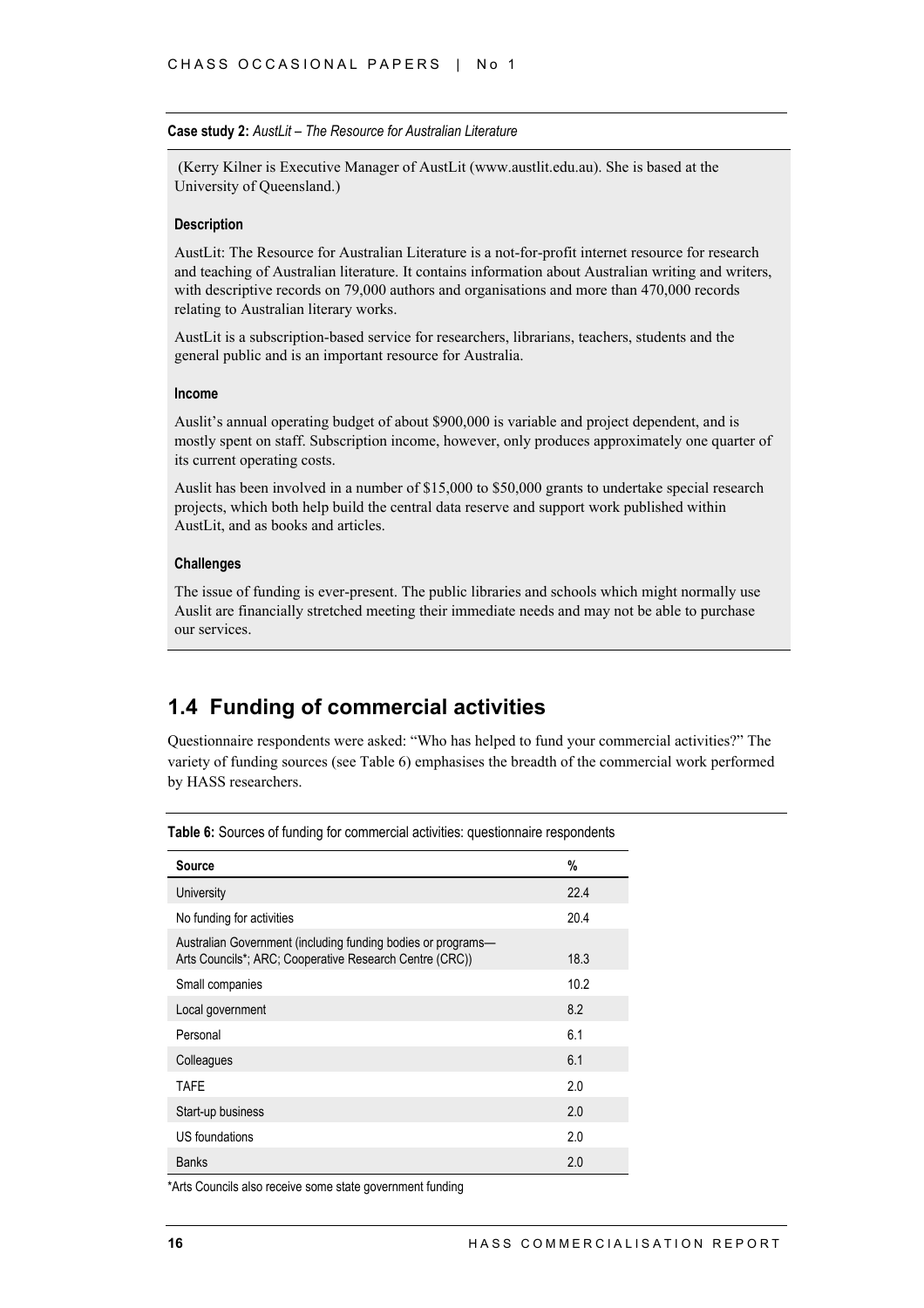**Case study 2:** *AustLit – The Resource for Australian Literature*

(Kerry Kilner is Executive Manager of AustLit (www.austlit.edu.au). She is based at the University of Queensland.)

**Description**

AustLit: The Resource for Australian Literature is a not-for-profit internet resource for research and teaching of Australian literature. It contains information about Australian writing and writers, with descriptive records on 79,000 authors and organisations and more than 470,000 records relating to Australian literary works.

AustLit is a subscription-based service for researchers, librarians, teachers, students and the general public and is an important resource for Australia.

**Income**

Auslit's annual operating budget of about $900,000 is variable and project dependent, and is mostly spent on staff. Subscription income, however, only produces approximately one quarter of its current operating costs.

Auslit has been involved in a number of $15,000 to $50,000 grants to undertake special research projects, which both help build the central data reserve and support work published within AustLit, and as books and articles.

**Challenges**

The issue of funding is ever-present. The public libraries and schools which might normally use Auslit are financially stretched meeting their immediate needs and may not be able to purchase our services.

## 1.4 Funding of commercial activities

Questionnaire respondents were asked: "Who has helped to fund your commercial activities?" The variety of funding sources (see Table 6) emphasises the breadth of the commercial work performed by HASS researchers.

**Table 6:** Sources of funding for commercial activities: questionnaire respondents

| Source | % |
|---|---|
| University | 22.4 |
| No funding for activities | 20.4 |
| Australian Government (including funding bodies or programs—Arts Councils*; ARC; Cooperative Research Centre (CRC)) | 18.3 |
| Small companies | 10.2 |
| Local government | 8.2 |
| Personal | 6.1 |
| Colleagues | 6.1 |
| TAFE | 2.0 |
| Start-up business | 2.0 |
| US foundations | 2.0 |
| Banks | 2.0 |

*Arts Councils also receive some state government funding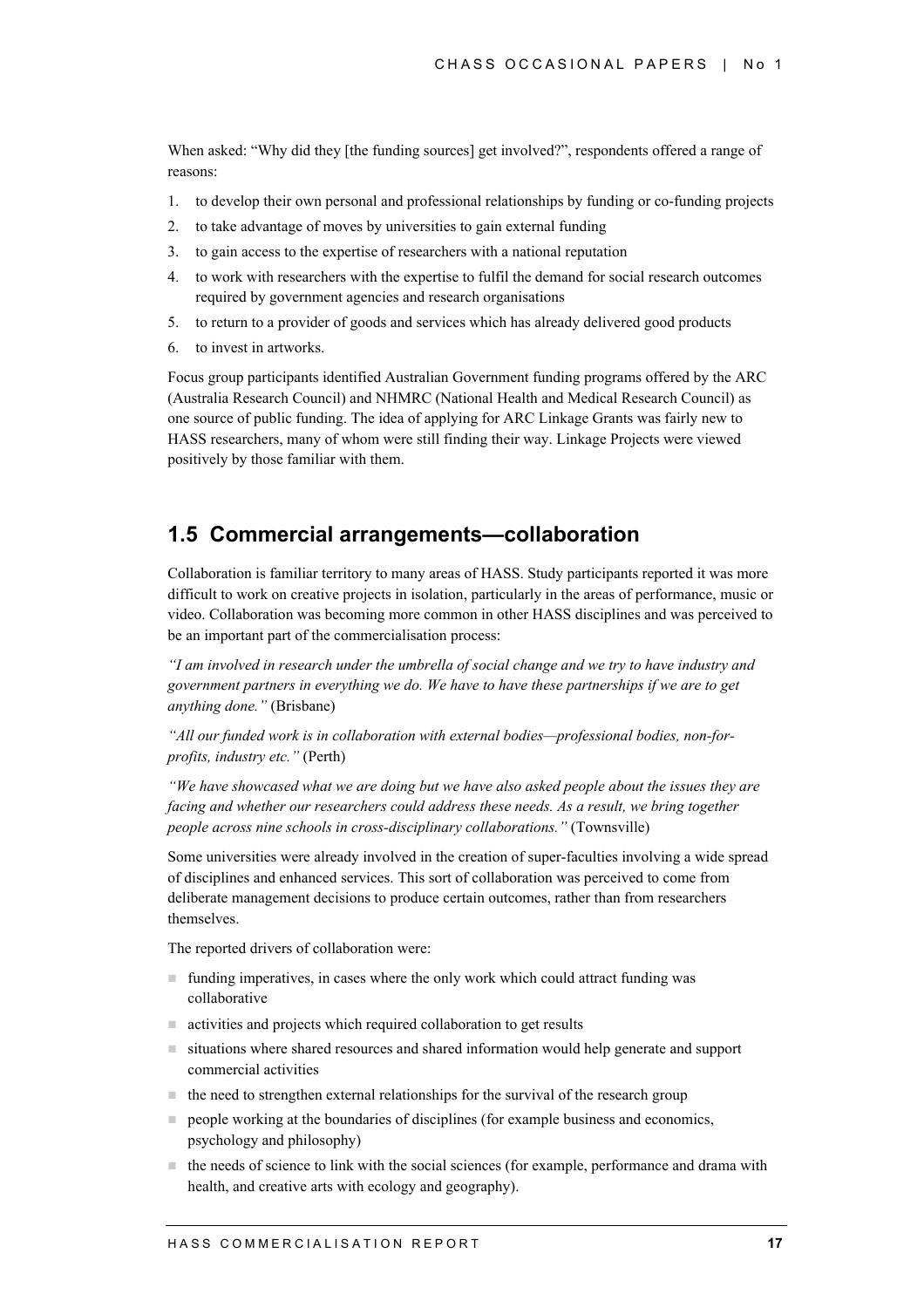When asked: "Why did they [the funding sources] get involved?", respondents offered a range of reasons:

1. to develop their own personal and professional relationships by funding or co-funding projects
2. to take advantage of moves by universities to gain external funding
3. to gain access to the expertise of researchers with a national reputation
4. to work with researchers with the expertise to fulfil the demand for social research outcomes required by government agencies and research organisations
5. to return to a provider of goods and services which has already delivered good products
6. to invest in artworks.

Focus group participants identified Australian Government funding programs offered by the ARC (Australia Research Council) and NHMRC (National Health and Medical Research Council) as one source of public funding. The idea of applying for ARC Linkage Grants was fairly new to HASS researchers, many of whom were still finding their way. Linkage Projects were viewed positively by those familiar with them.

## 1.5 Commercial arrangements—collaboration

Collaboration is familiar territory to many areas of HASS. Study participants reported it was more difficult to work on creative projects in isolation, particularly in the areas of performance, music or video. Collaboration was becoming more common in other HASS disciplines and was perceived to be an important part of the commercialisation process:

*"I am involved in research under the umbrella of social change and we try to have industry and government partners in everything we do. We have to have these partnerships if we are to get anything done."* (Brisbane)

*"All our funded work is in collaboration with external bodies—professional bodies, non-for-profits, industry etc."* (Perth)

*"We have showcased what we are doing but we have also asked people about the issues they are facing and whether our researchers could address these needs. As a result, we bring together people across nine schools in cross-disciplinary collaborations."* (Townsville)

Some universities were already involved in the creation of super-faculties involving a wide spread of disciplines and enhanced services. This sort of collaboration was perceived to come from deliberate management decisions to produce certain outcomes, rather than from researchers themselves.

The reported drivers of collaboration were:

- funding imperatives, in cases where the only work which could attract funding was collaborative
- activities and projects which required collaboration to get results
- situations where shared resources and shared information would help generate and support commercial activities
- the need to strengthen external relationships for the survival of the research group
- people working at the boundaries of disciplines (for example business and economics, psychology and philosophy)
- the needs of science to link with the social sciences (for example, performance and drama with health, and creative arts with ecology and geography).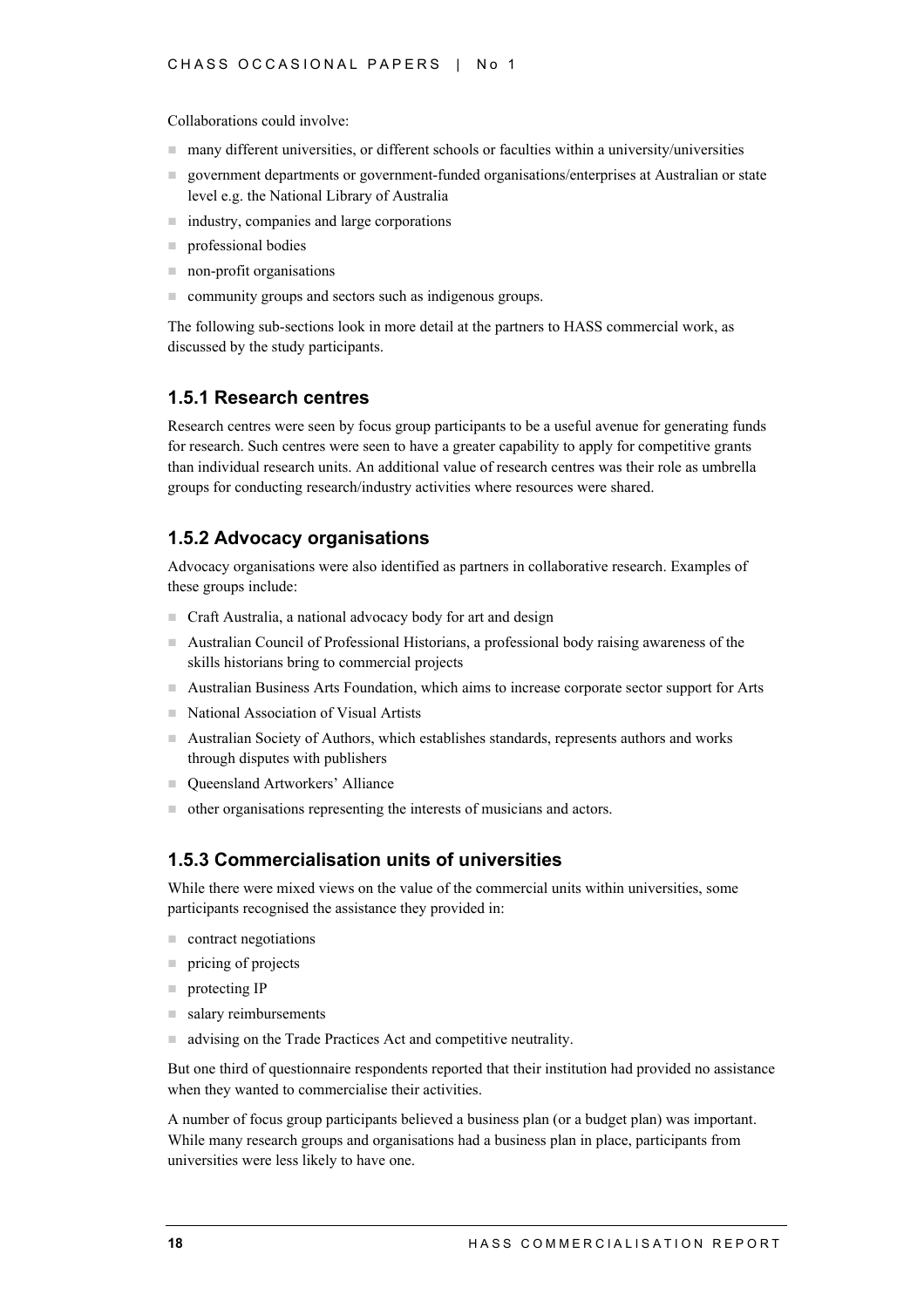Collaborations could involve:

- many different universities, or different schools or faculties within a university/universities
- government departments or government-funded organisations/enterprises at Australian or state level e.g. the National Library of Australia
- industry, companies and large corporations
- professional bodies
- non-profit organisations
- community groups and sectors such as indigenous groups.

The following sub-sections look in more detail at the partners to HASS commercial work, as discussed by the study participants.

### 1.5.1 Research centres

Research centres were seen by focus group participants to be a useful avenue for generating funds for research. Such centres were seen to have a greater capability to apply for competitive grants than individual research units. An additional value of research centres was their role as umbrella groups for conducting research/industry activities where resources were shared.

### 1.5.2 Advocacy organisations

Advocacy organisations were also identified as partners in collaborative research. Examples of these groups include:

- Craft Australia, a national advocacy body for art and design
- Australian Council of Professional Historians, a professional body raising awareness of the skills historians bring to commercial projects
- Australian Business Arts Foundation, which aims to increase corporate sector support for Arts
- National Association of Visual Artists
- Australian Society of Authors, which establishes standards, represents authors and works through disputes with publishers
- Queensland Artworkers' Alliance
- other organisations representing the interests of musicians and actors.

### 1.5.3 Commercialisation units of universities

While there were mixed views on the value of the commercial units within universities, some participants recognised the assistance they provided in:

- contract negotiations
- pricing of projects
- protecting IP
- salary reimbursements
- advising on the Trade Practices Act and competitive neutrality.

But one third of questionnaire respondents reported that their institution had provided no assistance when they wanted to commercialise their activities.

A number of focus group participants believed a business plan (or a budget plan) was important. While many research groups and organisations had a business plan in place, participants from universities were less likely to have one.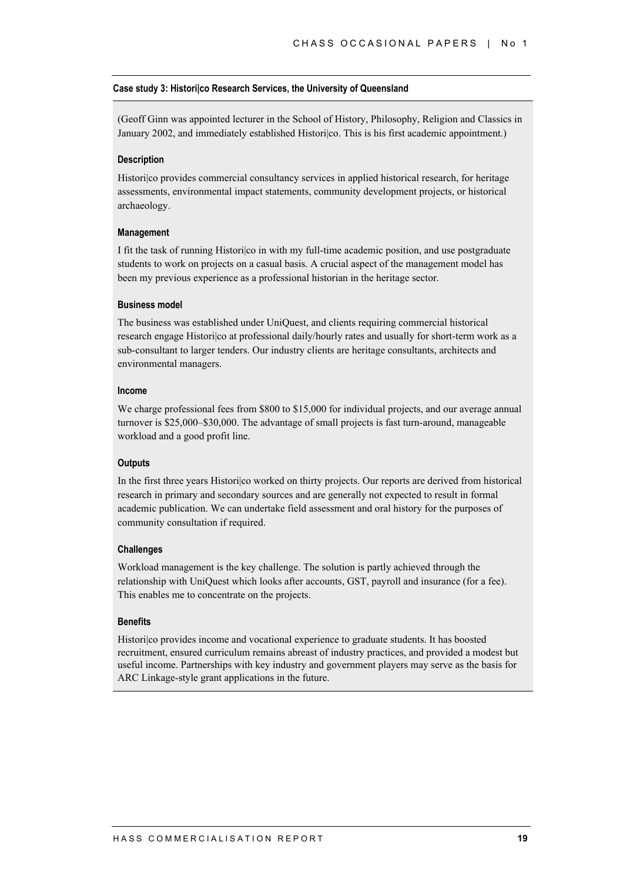### Case study 3: Histori|co Research Services, the University of Queensland

(Geoff Ginn was appointed lecturer in the School of History, Philosophy, Religion and Classics in January 2002, and immediately established Histori|co. This is his first academic appointment.)

#### Description

Histori|co provides commercial consultancy services in applied historical research, for heritage assessments, environmental impact statements, community development projects, or historical archaeology.

#### Management

I fit the task of running Histori|co in with my full-time academic position, and use postgraduate students to work on projects on a casual basis. A crucial aspect of the management model has been my previous experience as a professional historian in the heritage sector.

#### Business model

The business was established under UniQuest, and clients requiring commercial historical research engage Histori|co at professional daily/hourly rates and usually for short-term work as a sub-consultant to larger tenders. Our industry clients are heritage consultants, architects and environmental managers.

#### Income

We charge professional fees from $800 to $15,000 for individual projects, and our average annual turnover is $25,000–$30,000. The advantage of small projects is fast turn-around, manageable workload and a good profit line.

#### Outputs

In the first three years Histori|co worked on thirty projects. Our reports are derived from historical research in primary and secondary sources and are generally not expected to result in formal academic publication. We can undertake field assessment and oral history for the purposes of community consultation if required.

#### Challenges

Workload management is the key challenge. The solution is partly achieved through the relationship with UniQuest which looks after accounts, GST, payroll and insurance (for a fee). This enables me to concentrate on the projects.

#### Benefits

Histori|co provides income and vocational experience to graduate students. It has boosted recruitment, ensured curriculum remains abreast of industry practices, and provided a modest but useful income. Partnerships with key industry and government players may serve as the basis for ARC Linkage-style grant applications in the future.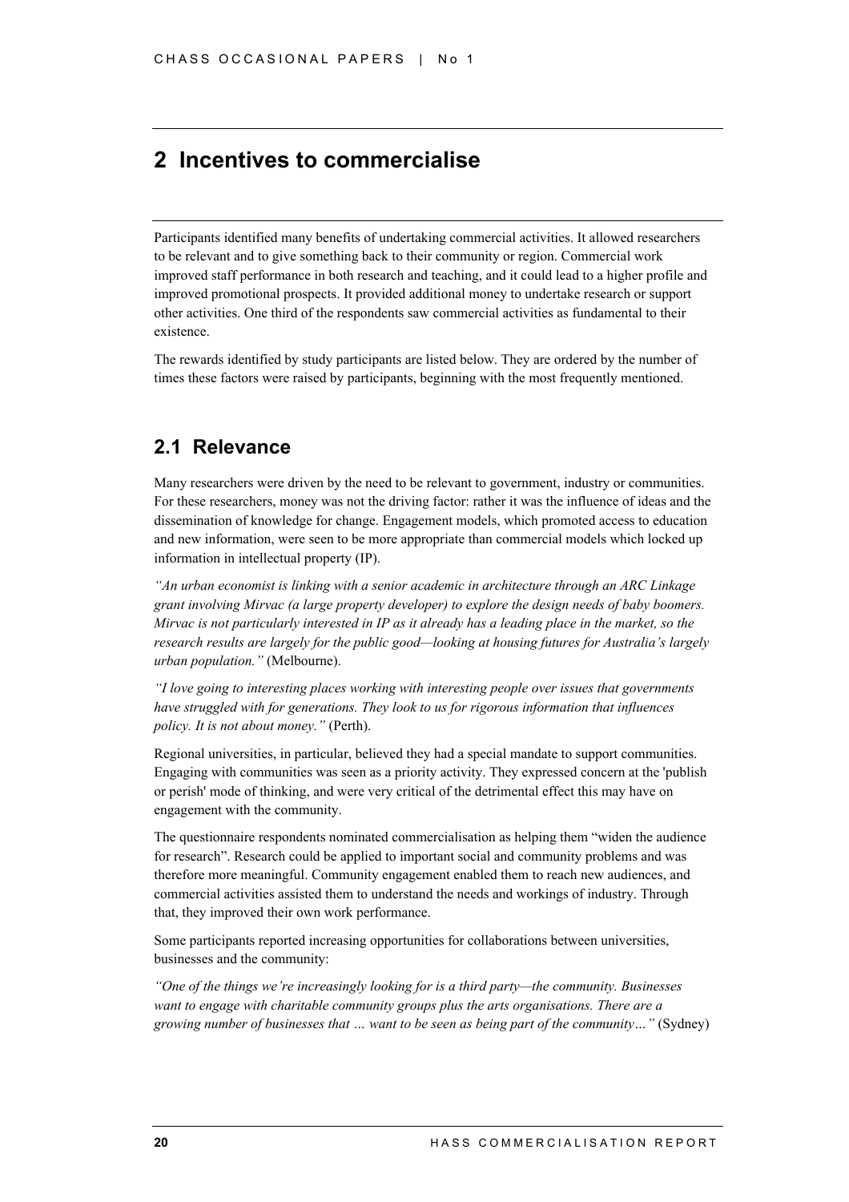## 2 Incentives to commercialise

Participants identified many benefits of undertaking commercial activities. It allowed researchers to be relevant and to give something back to their community or region. Commercial work improved staff performance in both research and teaching, and it could lead to a higher profile and improved promotional prospects. It provided additional money to undertake research or support other activities. One third of the respondents saw commercial activities as fundamental to their existence.

The rewards identified by study participants are listed below. They are ordered by the number of times these factors were raised by participants, beginning with the most frequently mentioned.

### 2.1 Relevance

Many researchers were driven by the need to be relevant to government, industry or communities. For these researchers, money was not the driving factor: rather it was the influence of ideas and the dissemination of knowledge for change. Engagement models, which promoted access to education and new information, were seen to be more appropriate than commercial models which locked up information in intellectual property (IP).

*"An urban economist is linking with a senior academic in architecture through an ARC Linkage grant involving Mirvac (a large property developer) to explore the design needs of baby boomers. Mirvac is not particularly interested in IP as it already has a leading place in the market, so the research results are largely for the public good—looking at housing futures for Australia's largely urban population."* (Melbourne).

*"I love going to interesting places working with interesting people over issues that governments have struggled with for generations. They look to us for rigorous information that influences policy. It is not about money."* (Perth).

Regional universities, in particular, believed they had a special mandate to support communities. Engaging with communities was seen as a priority activity. They expressed concern at the 'publish or perish' mode of thinking, and were very critical of the detrimental effect this may have on engagement with the community.

The questionnaire respondents nominated commercialisation as helping them "widen the audience for research". Research could be applied to important social and community problems and was therefore more meaningful. Community engagement enabled them to reach new audiences, and commercial activities assisted them to understand the needs and workings of industry. Through that, they improved their own work performance.

Some participants reported increasing opportunities for collaborations between universities, businesses and the community:

*"One of the things we're increasingly looking for is a third party—the community. Businesses want to engage with charitable community groups plus the arts organisations. There are a growing number of businesses that … want to be seen as being part of the community…"* (Sydney)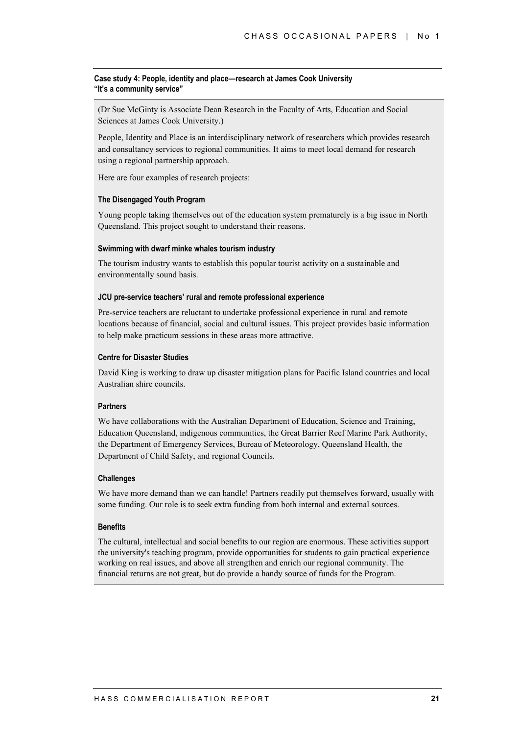### Case study 4: People, identity and place—research at James Cook University
### "It's a community service"

(Dr Sue McGinty is Associate Dean Research in the Faculty of Arts, Education and Social Sciences at James Cook University.)

People, Identity and Place is an interdisciplinary network of researchers which provides research and consultancy services to regional communities. It aims to meet local demand for research using a regional partnership approach.

Here are four examples of research projects:

#### The Disengaged Youth Program

Young people taking themselves out of the education system prematurely is a big issue in North Queensland. This project sought to understand their reasons.

#### Swimming with dwarf minke whales tourism industry

The tourism industry wants to establish this popular tourist activity on a sustainable and environmentally sound basis.

#### JCU pre-service teachers' rural and remote professional experience

Pre-service teachers are reluctant to undertake professional experience in rural and remote locations because of financial, social and cultural issues. This project provides basic information to help make practicum sessions in these areas more attractive.

#### Centre for Disaster Studies

David King is working to draw up disaster mitigation plans for Pacific Island countries and local Australian shire councils.

#### Partners

We have collaborations with the Australian Department of Education, Science and Training, Education Queensland, indigenous communities, the Great Barrier Reef Marine Park Authority, the Department of Emergency Services, Bureau of Meteorology, Queensland Health, the Department of Child Safety, and regional Councils.

#### Challenges

We have more demand than we can handle! Partners readily put themselves forward, usually with some funding. Our role is to seek extra funding from both internal and external sources.

#### Benefits

The cultural, intellectual and social benefits to our region are enormous. These activities support the university's teaching program, provide opportunities for students to gain practical experience working on real issues, and above all strengthen and enrich our regional community. The financial returns are not great, but do provide a handy source of funds for the Program.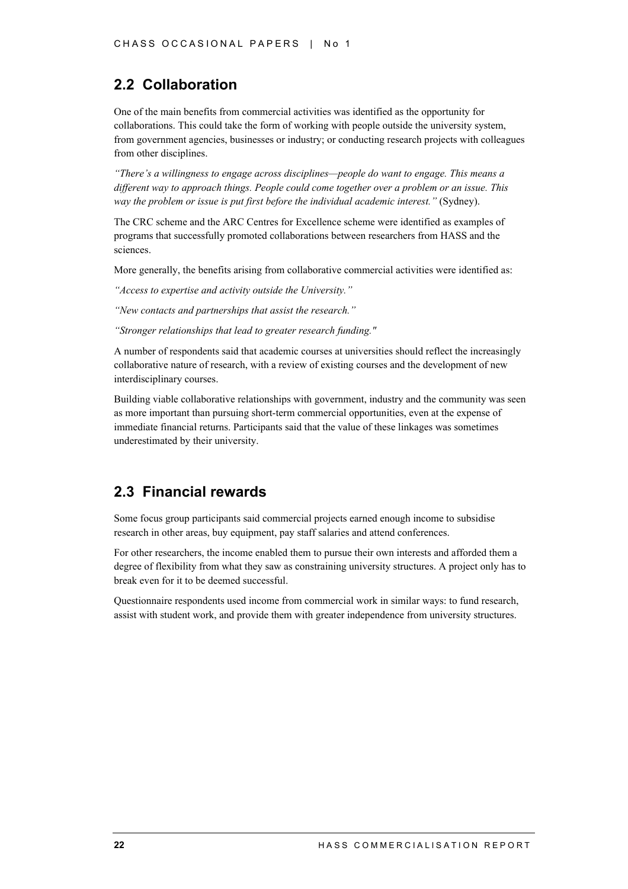## 2.2 Collaboration

One of the main benefits from commercial activities was identified as the opportunity for collaborations. This could take the form of working with people outside the university system, from government agencies, businesses or industry; or conducting research projects with colleagues from other disciplines.

*"There's a willingness to engage across disciplines—people do want to engage. This means a different way to approach things. People could come together over a problem or an issue. This way the problem or issue is put first before the individual academic interest."* (Sydney).

The CRC scheme and the ARC Centres for Excellence scheme were identified as examples of programs that successfully promoted collaborations between researchers from HASS and the sciences.

More generally, the benefits arising from collaborative commercial activities were identified as:

*"Access to expertise and activity outside the University."*

*"New contacts and partnerships that assist the research."*

*"Stronger relationships that lead to greater research funding."*

A number of respondents said that academic courses at universities should reflect the increasingly collaborative nature of research, with a review of existing courses and the development of new interdisciplinary courses.

Building viable collaborative relationships with government, industry and the community was seen as more important than pursuing short-term commercial opportunities, even at the expense of immediate financial returns. Participants said that the value of these linkages was sometimes underestimated by their university.

## 2.3 Financial rewards

Some focus group participants said commercial projects earned enough income to subsidise research in other areas, buy equipment, pay staff salaries and attend conferences.

For other researchers, the income enabled them to pursue their own interests and afforded them a degree of flexibility from what they saw as constraining university structures. A project only has to break even for it to be deemed successful.

Questionnaire respondents used income from commercial work in similar ways: to fund research, assist with student work, and provide them with greater independence from university structures.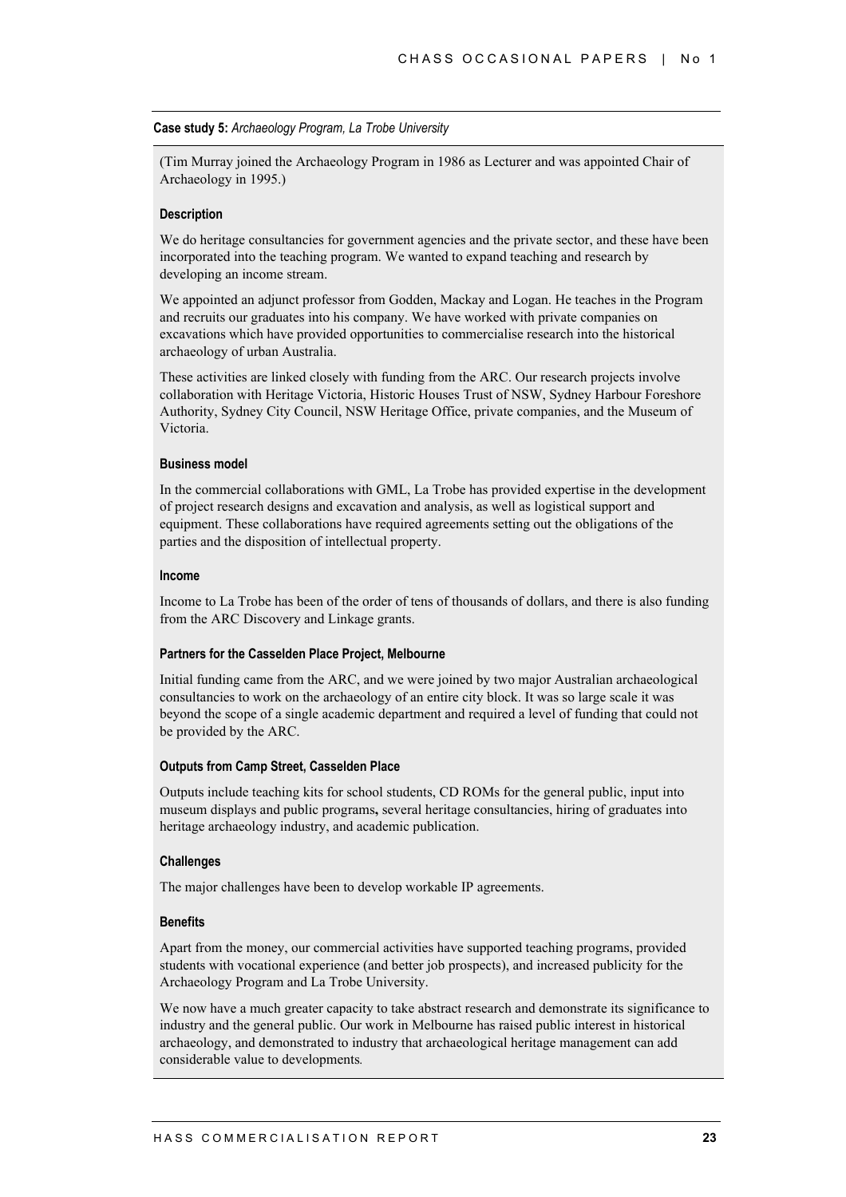**Case study 5:** *Archaeology Program, La Trobe University*

(Tim Murray joined the Archaeology Program in 1986 as Lecturer and was appointed Chair of Archaeology in 1995.)

**Description**

We do heritage consultancies for government agencies and the private sector, and these have been incorporated into the teaching program. We wanted to expand teaching and research by developing an income stream.

We appointed an adjunct professor from Godden, Mackay and Logan. He teaches in the Program and recruits our graduates into his company. We have worked with private companies on excavations which have provided opportunities to commercialise research into the historical archaeology of urban Australia.

These activities are linked closely with funding from the ARC. Our research projects involve collaboration with Heritage Victoria, Historic Houses Trust of NSW, Sydney Harbour Foreshore Authority, Sydney City Council, NSW Heritage Office, private companies, and the Museum of Victoria.

**Business model**

In the commercial collaborations with GML, La Trobe has provided expertise in the development of project research designs and excavation and analysis, as well as logistical support and equipment. These collaborations have required agreements setting out the obligations of the parties and the disposition of intellectual property.

**Income**

Income to La Trobe has been of the order of tens of thousands of dollars, and there is also funding from the ARC Discovery and Linkage grants.

**Partners for the Casselden Place Project, Melbourne**

Initial funding came from the ARC, and we were joined by two major Australian archaeological consultancies to work on the archaeology of an entire city block. It was so large scale it was beyond the scope of a single academic department and required a level of funding that could not be provided by the ARC.

**Outputs from Camp Street, Casselden Place**

Outputs include teaching kits for school students, CD ROMs for the general public, input into museum displays and public programs**,** several heritage consultancies, hiring of graduates into heritage archaeology industry, and academic publication.

**Challenges**

The major challenges have been to develop workable IP agreements.

**Benefits**

Apart from the money, our commercial activities have supported teaching programs, provided students with vocational experience (and better job prospects), and increased publicity for the Archaeology Program and La Trobe University.

We now have a much greater capacity to take abstract research and demonstrate its significance to industry and the general public. Our work in Melbourne has raised public interest in historical archaeology, and demonstrated to industry that archaeological heritage management can add considerable value to developments.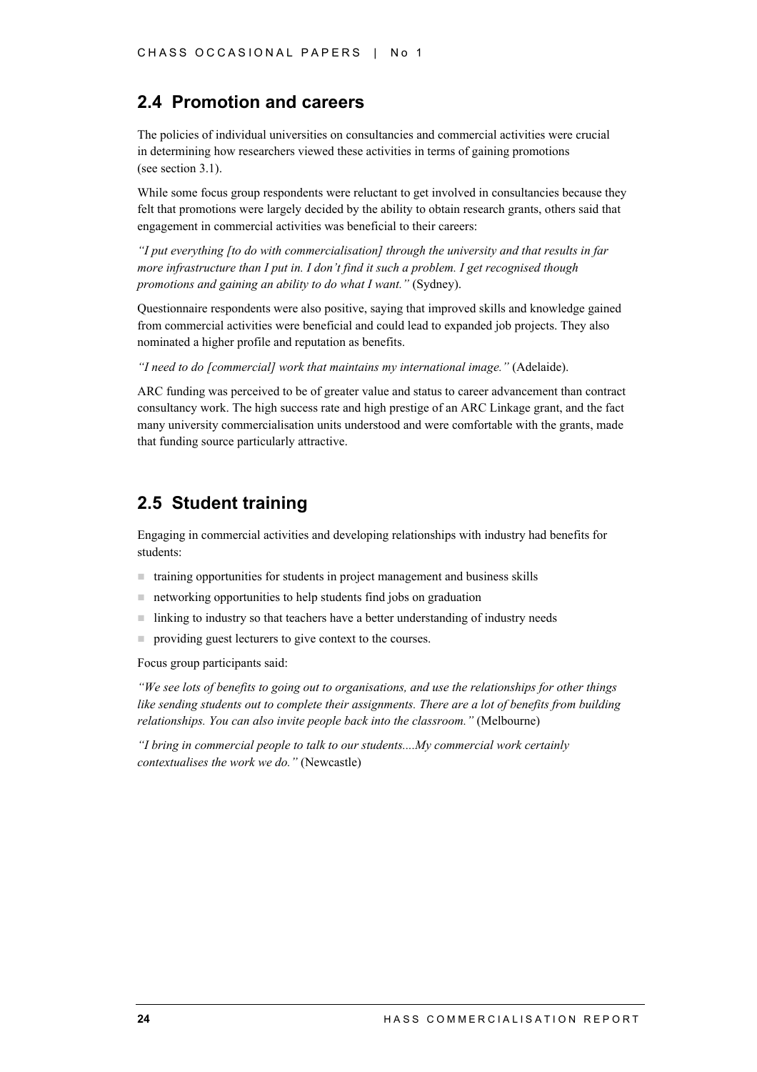## 2.4 Promotion and careers

The policies of individual universities on consultancies and commercial activities were crucial in determining how researchers viewed these activities in terms of gaining promotions (see section 3.1).

While some focus group respondents were reluctant to get involved in consultancies because they felt that promotions were largely decided by the ability to obtain research grants, others said that engagement in commercial activities was beneficial to their careers:

*"I put everything [to do with commercialisation] through the university and that results in far more infrastructure than I put in. I don't find it such a problem. I get recognised though promotions and gaining an ability to do what I want."* (Sydney).

Questionnaire respondents were also positive, saying that improved skills and knowledge gained from commercial activities were beneficial and could lead to expanded job projects. They also nominated a higher profile and reputation as benefits.

*"I need to do [commercial] work that maintains my international image."* (Adelaide).

ARC funding was perceived to be of greater value and status to career advancement than contract consultancy work. The high success rate and high prestige of an ARC Linkage grant, and the fact many university commercialisation units understood and were comfortable with the grants, made that funding source particularly attractive.

## 2.5 Student training

Engaging in commercial activities and developing relationships with industry had benefits for students:

- training opportunities for students in project management and business skills
- networking opportunities to help students find jobs on graduation
- linking to industry so that teachers have a better understanding of industry needs
- providing guest lecturers to give context to the courses.

Focus group participants said:

*"We see lots of benefits to going out to organisations, and use the relationships for other things like sending students out to complete their assignments. There are a lot of benefits from building relationships. You can also invite people back into the classroom."* (Melbourne)

*"I bring in commercial people to talk to our students....My commercial work certainly contextualises the work we do."* (Newcastle)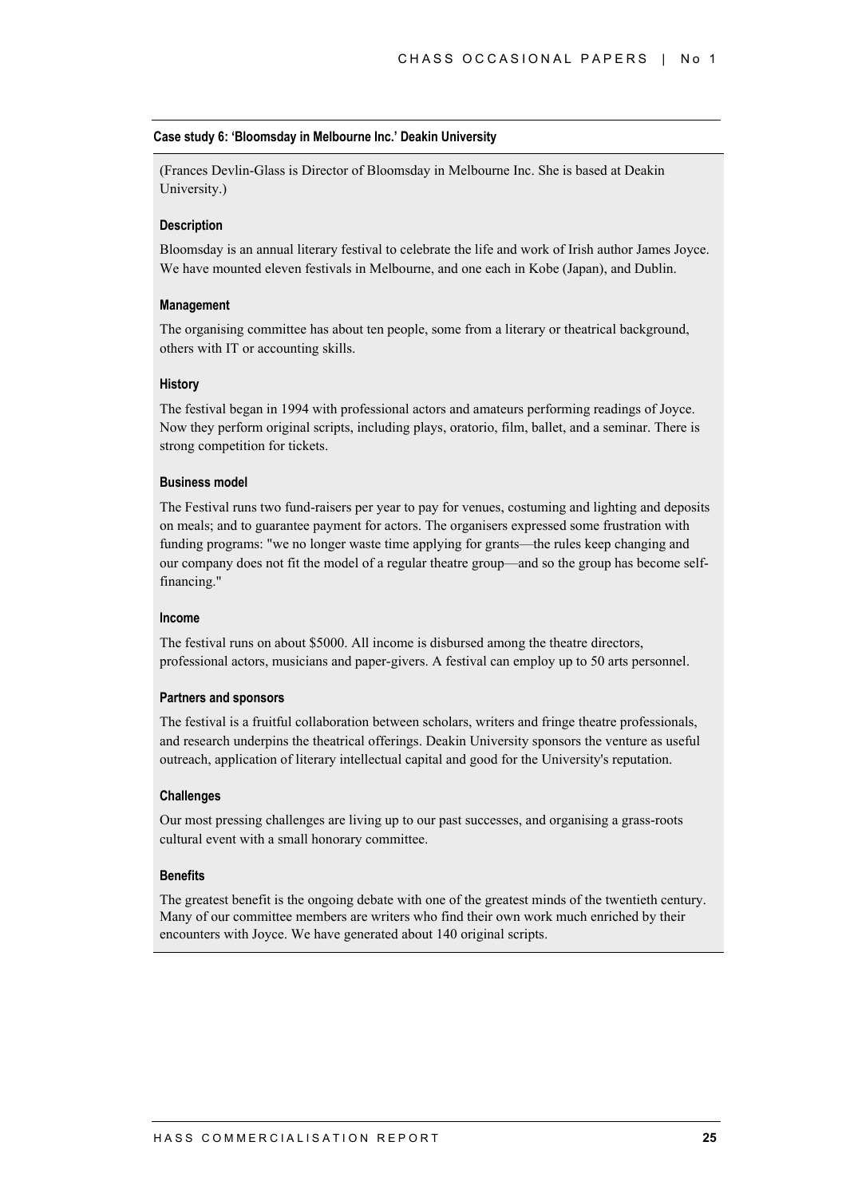#### Case study 6: 'Bloomsday in Melbourne Inc.' Deakin University

(Frances Devlin-Glass is Director of Bloomsday in Melbourne Inc. She is based at Deakin University.)

##### Description

Bloomsday is an annual literary festival to celebrate the life and work of Irish author James Joyce. We have mounted eleven festivals in Melbourne, and one each in Kobe (Japan), and Dublin.

##### Management

The organising committee has about ten people, some from a literary or theatrical background, others with IT or accounting skills.

##### History

The festival began in 1994 with professional actors and amateurs performing readings of Joyce. Now they perform original scripts, including plays, oratorio, film, ballet, and a seminar. There is strong competition for tickets.

##### Business model

The Festival runs two fund-raisers per year to pay for venues, costuming and lighting and deposits on meals; and to guarantee payment for actors. The organisers expressed some frustration with funding programs: "we no longer waste time applying for grants—the rules keep changing and our company does not fit the model of a regular theatre group—and so the group has become self-financing."

##### Income

The festival runs on about $5000. All income is disbursed among the theatre directors, professional actors, musicians and paper-givers. A festival can employ up to 50 arts personnel.

##### Partners and sponsors

The festival is a fruitful collaboration between scholars, writers and fringe theatre professionals, and research underpins the theatrical offerings. Deakin University sponsors the venture as useful outreach, application of literary intellectual capital and good for the University's reputation.

##### Challenges

Our most pressing challenges are living up to our past successes, and organising a grass-roots cultural event with a small honorary committee.

##### Benefits

The greatest benefit is the ongoing debate with one of the greatest minds of the twentieth century. Many of our committee members are writers who find their own work much enriched by their encounters with Joyce. We have generated about 140 original scripts.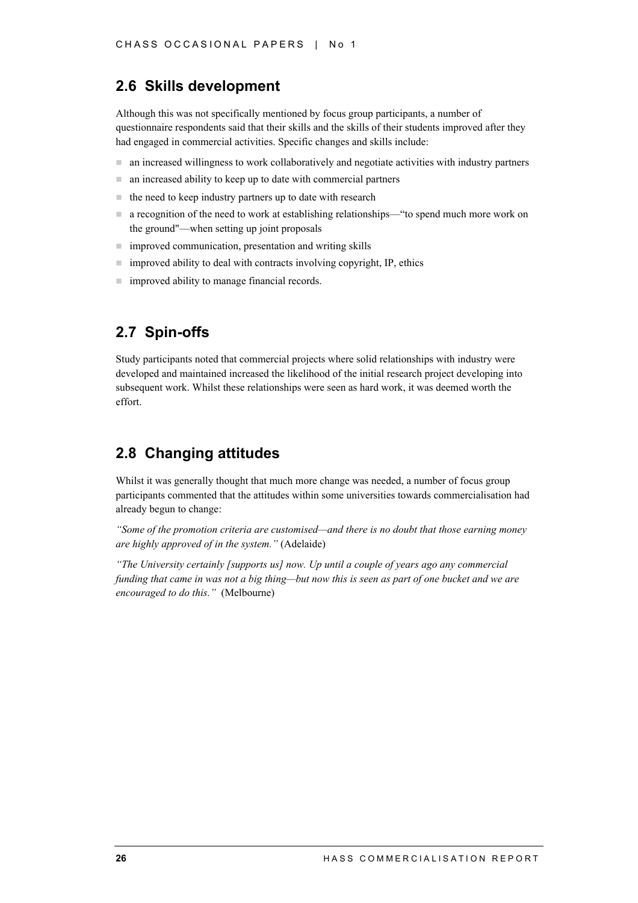## 2.6 Skills development

Although this was not specifically mentioned by focus group participants, a number of questionnaire respondents said that their skills and the skills of their students improved after they had engaged in commercial activities. Specific changes and skills include:

- an increased willingness to work collaboratively and negotiate activities with industry partners
- an increased ability to keep up to date with commercial partners
- the need to keep industry partners up to date with research
- a recognition of the need to work at establishing relationships—"to spend much more work on the ground"—when setting up joint proposals
- improved communication, presentation and writing skills
- improved ability to deal with contracts involving copyright, IP, ethics
- improved ability to manage financial records.

## 2.7 Spin-offs

Study participants noted that commercial projects where solid relationships with industry were developed and maintained increased the likelihood of the initial research project developing into subsequent work. Whilst these relationships were seen as hard work, it was deemed worth the effort.

## 2.8 Changing attitudes

Whilst it was generally thought that much more change was needed, a number of focus group participants commented that the attitudes within some universities towards commercialisation had already begun to change:

*"Some of the promotion criteria are customised—and there is no doubt that those earning money are highly approved of in the system."* (Adelaide)

*"The University certainly [supports us] now. Up until a couple of years ago any commercial funding that came in was not a big thing—but now this is seen as part of one bucket and we are encouraged to do this."* (Melbourne)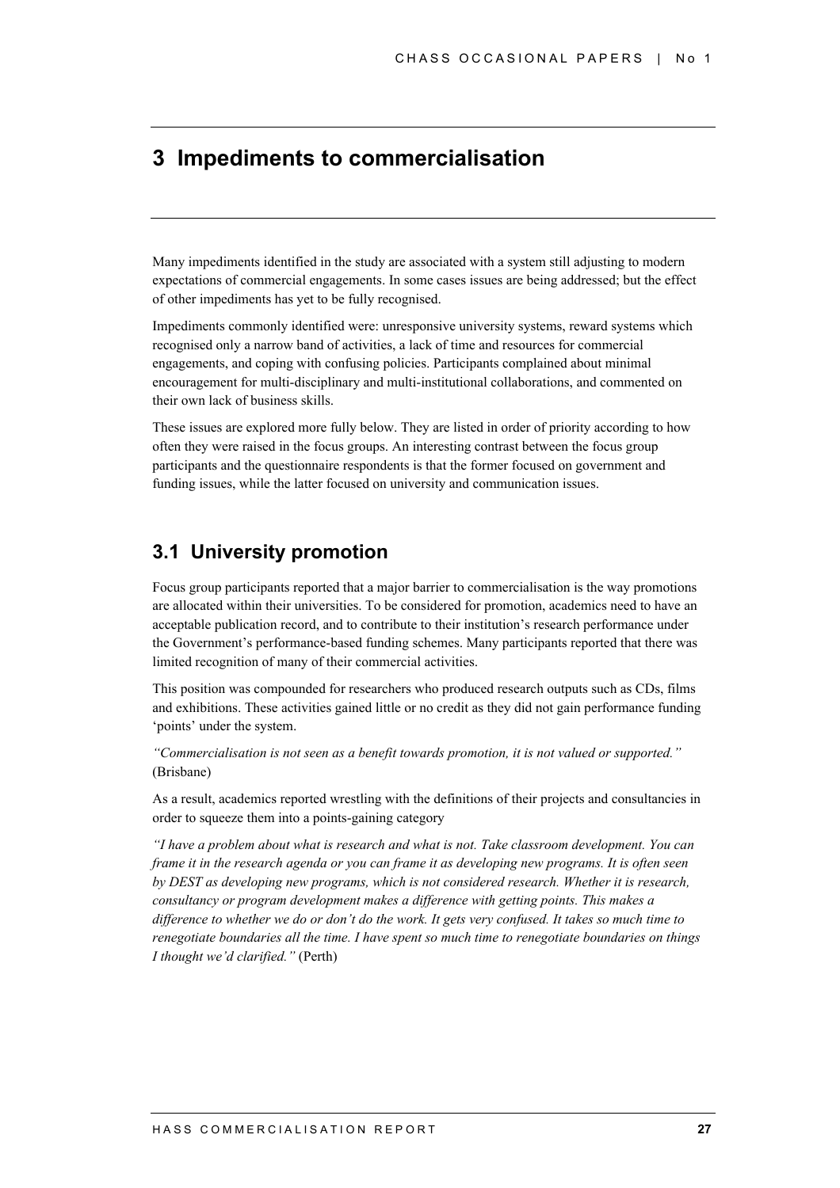# 3 Impediments to commercialisation

Many impediments identified in the study are associated with a system still adjusting to modern expectations of commercial engagements. In some cases issues are being addressed; but the effect of other impediments has yet to be fully recognised.

Impediments commonly identified were: unresponsive university systems, reward systems which recognised only a narrow band of activities, a lack of time and resources for commercial engagements, and coping with confusing policies. Participants complained about minimal encouragement for multi-disciplinary and multi-institutional collaborations, and commented on their own lack of business skills.

These issues are explored more fully below. They are listed in order of priority according to how often they were raised in the focus groups. An interesting contrast between the focus group participants and the questionnaire respondents is that the former focused on government and funding issues, while the latter focused on university and communication issues.

## 3.1 University promotion

Focus group participants reported that a major barrier to commercialisation is the way promotions are allocated within their universities. To be considered for promotion, academics need to have an acceptable publication record, and to contribute to their institution's research performance under the Government's performance-based funding schemes. Many participants reported that there was limited recognition of many of their commercial activities.

This position was compounded for researchers who produced research outputs such as CDs, films and exhibitions. These activities gained little or no credit as they did not gain performance funding 'points' under the system.

*"Commercialisation is not seen as a benefit towards promotion, it is not valued or supported."* (Brisbane)

As a result, academics reported wrestling with the definitions of their projects and consultancies in order to squeeze them into a points-gaining category

*"I have a problem about what is research and what is not. Take classroom development. You can frame it in the research agenda or you can frame it as developing new programs. It is often seen by DEST as developing new programs, which is not considered research. Whether it is research, consultancy or program development makes a difference with getting points. This makes a difference to whether we do or don't do the work. It gets very confused. It takes so much time to renegotiate boundaries all the time. I have spent so much time to renegotiate boundaries on things I thought we'd clarified."* (Perth)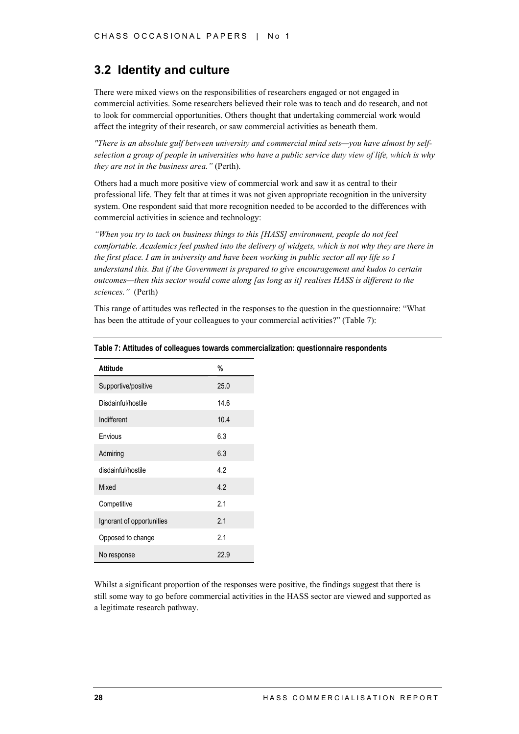## 3.2 Identity and culture

There were mixed views on the responsibilities of researchers engaged or not engaged in commercial activities. Some researchers believed their role was to teach and do research, and not to look for commercial opportunities. Others thought that undertaking commercial work would affect the integrity of their research, or saw commercial activities as beneath them.

*"There is an absolute gulf between university and commercial mind sets—you have almost by self-selection a group of people in universities who have a public service duty view of life, which is why they are not in the business area."* (Perth).

Others had a much more positive view of commercial work and saw it as central to their professional life. They felt that at times it was not given appropriate recognition in the university system. One respondent said that more recognition needed to be accorded to the differences with commercial activities in science and technology:

*"When you try to tack on business things to this [HASS] environment, people do not feel comfortable. Academics feel pushed into the delivery of widgets, which is not why they are there in the first place. I am in university and have been working in public sector all my life so I understand this. But if the Government is prepared to give encouragement and kudos to certain outcomes—then this sector would come along [as long as it] realises HASS is different to the sciences."* (Perth)

This range of attitudes was reflected in the responses to the question in the questionnaire: "What has been the attitude of your colleagues to your commercial activities?" (Table 7):

**Table 7: Attitudes of colleagues towards commercialization: questionnaire respondents**

| Attitude | % |
|---|---|
| Supportive/positive | 25.0 |
| Disdainful/hostile | 14.6 |
| Indifferent | 10.4 |
| Envious | 6.3 |
| Admiring | 6.3 |
| disdainful/hostile | 4.2 |
| Mixed | 4.2 |
| Competitive | 2.1 |
| Ignorant of opportunities | 2.1 |
| Opposed to change | 2.1 |
| No response | 22.9 |

Whilst a significant proportion of the responses were positive, the findings suggest that there is still some way to go before commercial activities in the HASS sector are viewed and supported as a legitimate research pathway.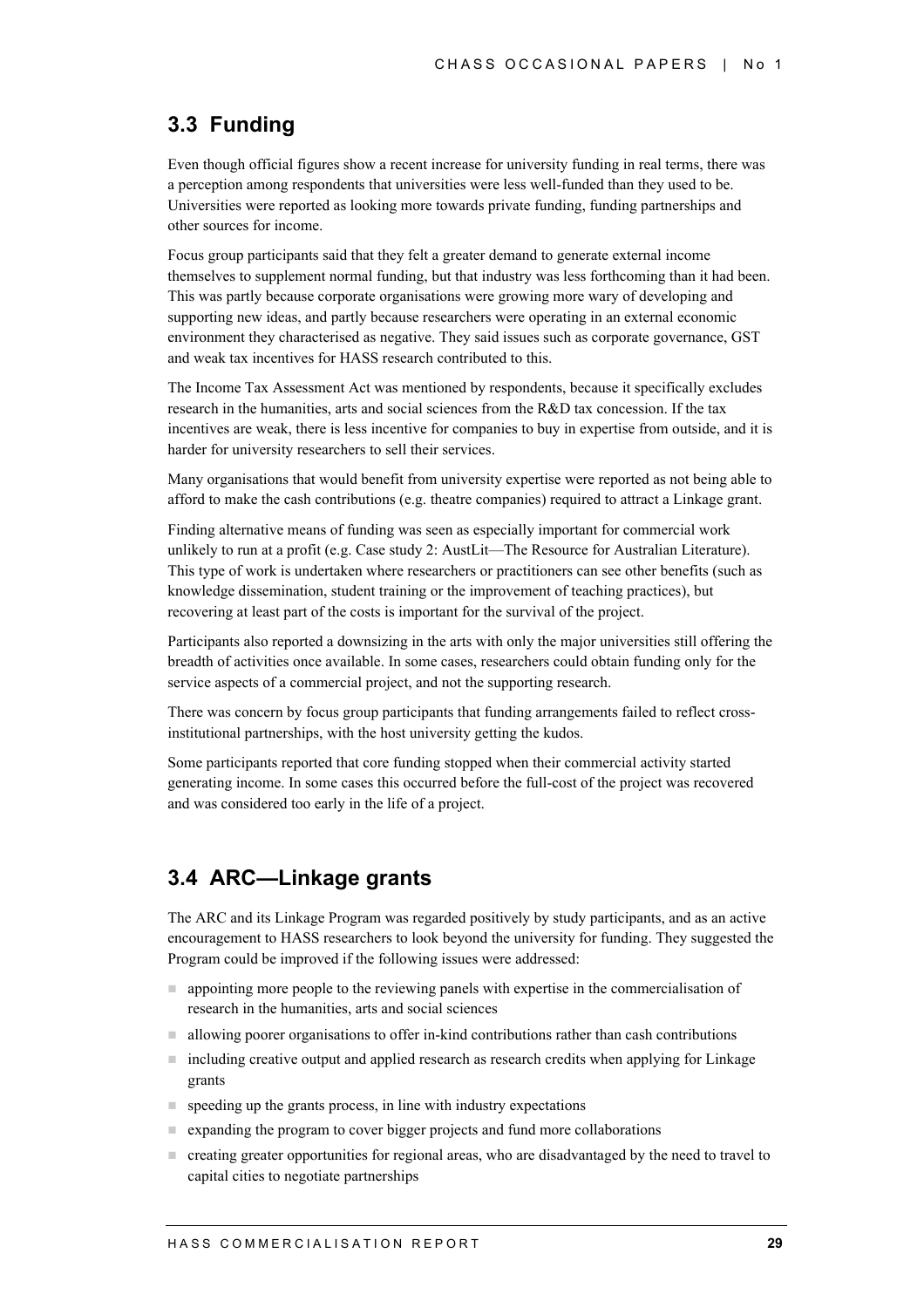## 3.3 Funding

Even though official figures show a recent increase for university funding in real terms, there was a perception among respondents that universities were less well-funded than they used to be. Universities were reported as looking more towards private funding, funding partnerships and other sources for income.

Focus group participants said that they felt a greater demand to generate external income themselves to supplement normal funding, but that industry was less forthcoming than it had been. This was partly because corporate organisations were growing more wary of developing and supporting new ideas, and partly because researchers were operating in an external economic environment they characterised as negative. They said issues such as corporate governance, GST and weak tax incentives for HASS research contributed to this.

The Income Tax Assessment Act was mentioned by respondents, because it specifically excludes research in the humanities, arts and social sciences from the R&D tax concession. If the tax incentives are weak, there is less incentive for companies to buy in expertise from outside, and it is harder for university researchers to sell their services.

Many organisations that would benefit from university expertise were reported as not being able to afford to make the cash contributions (e.g. theatre companies) required to attract a Linkage grant.

Finding alternative means of funding was seen as especially important for commercial work unlikely to run at a profit (e.g. Case study 2: AustLit—The Resource for Australian Literature). This type of work is undertaken where researchers or practitioners can see other benefits (such as knowledge dissemination, student training or the improvement of teaching practices), but recovering at least part of the costs is important for the survival of the project.

Participants also reported a downsizing in the arts with only the major universities still offering the breadth of activities once available. In some cases, researchers could obtain funding only for the service aspects of a commercial project, and not the supporting research.

There was concern by focus group participants that funding arrangements failed to reflect cross-institutional partnerships, with the host university getting the kudos.

Some participants reported that core funding stopped when their commercial activity started generating income. In some cases this occurred before the full-cost of the project was recovered and was considered too early in the life of a project.

## 3.4 ARC—Linkage grants

The ARC and its Linkage Program was regarded positively by study participants, and as an active encouragement to HASS researchers to look beyond the university for funding. They suggested the Program could be improved if the following issues were addressed:

- appointing more people to the reviewing panels with expertise in the commercialisation of research in the humanities, arts and social sciences
- allowing poorer organisations to offer in-kind contributions rather than cash contributions
- including creative output and applied research as research credits when applying for Linkage grants
- speeding up the grants process, in line with industry expectations
- expanding the program to cover bigger projects and fund more collaborations
- creating greater opportunities for regional areas, who are disadvantaged by the need to travel to capital cities to negotiate partnerships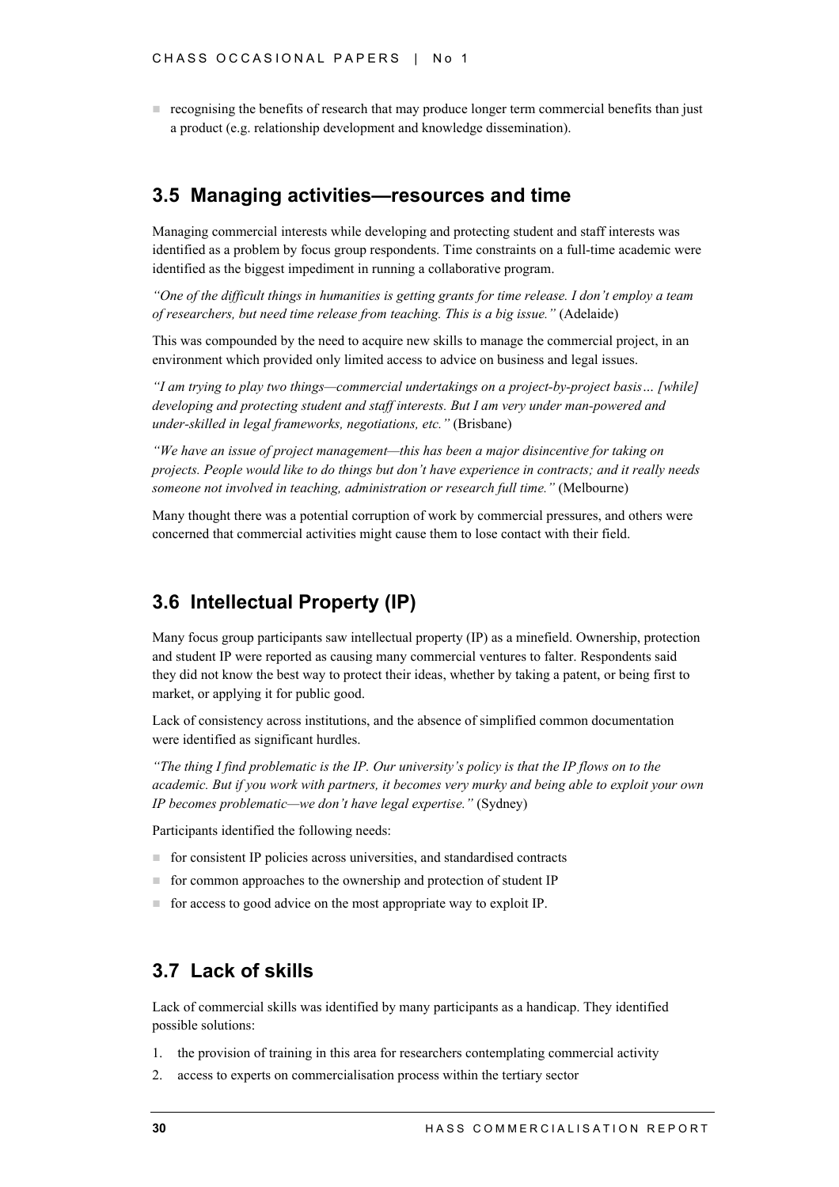- recognising the benefits of research that may produce longer term commercial benefits than just a product (e.g. relationship development and knowledge dissemination).

## 3.5 Managing activities—resources and time

Managing commercial interests while developing and protecting student and staff interests was identified as a problem by focus group respondents. Time constraints on a full-time academic were identified as the biggest impediment in running a collaborative program.

*"One of the difficult things in humanities is getting grants for time release. I don't employ a team of researchers, but need time release from teaching. This is a big issue."* (Adelaide)

This was compounded by the need to acquire new skills to manage the commercial project, in an environment which provided only limited access to advice on business and legal issues.

*"I am trying to play two things—commercial undertakings on a project-by-project basis… [while] developing and protecting student and staff interests. But I am very under man-powered and under-skilled in legal frameworks, negotiations, etc."* (Brisbane)

*"We have an issue of project management—this has been a major disincentive for taking on projects. People would like to do things but don't have experience in contracts; and it really needs someone not involved in teaching, administration or research full time."* (Melbourne)

Many thought there was a potential corruption of work by commercial pressures, and others were concerned that commercial activities might cause them to lose contact with their field.

## 3.6 Intellectual Property (IP)

Many focus group participants saw intellectual property (IP) as a minefield. Ownership, protection and student IP were reported as causing many commercial ventures to falter. Respondents said they did not know the best way to protect their ideas, whether by taking a patent, or being first to market, or applying it for public good.

Lack of consistency across institutions, and the absence of simplified common documentation were identified as significant hurdles.

*"The thing I find problematic is the IP. Our university's policy is that the IP flows on to the academic. But if you work with partners, it becomes very murky and being able to exploit your own IP becomes problematic—we don't have legal expertise."* (Sydney)

Participants identified the following needs:

- for consistent IP policies across universities, and standardised contracts
- for common approaches to the ownership and protection of student IP
- for access to good advice on the most appropriate way to exploit IP.

## 3.7 Lack of skills

Lack of commercial skills was identified by many participants as a handicap. They identified possible solutions:

1. the provision of training in this area for researchers contemplating commercial activity
2. access to experts on commercialisation process within the tertiary sector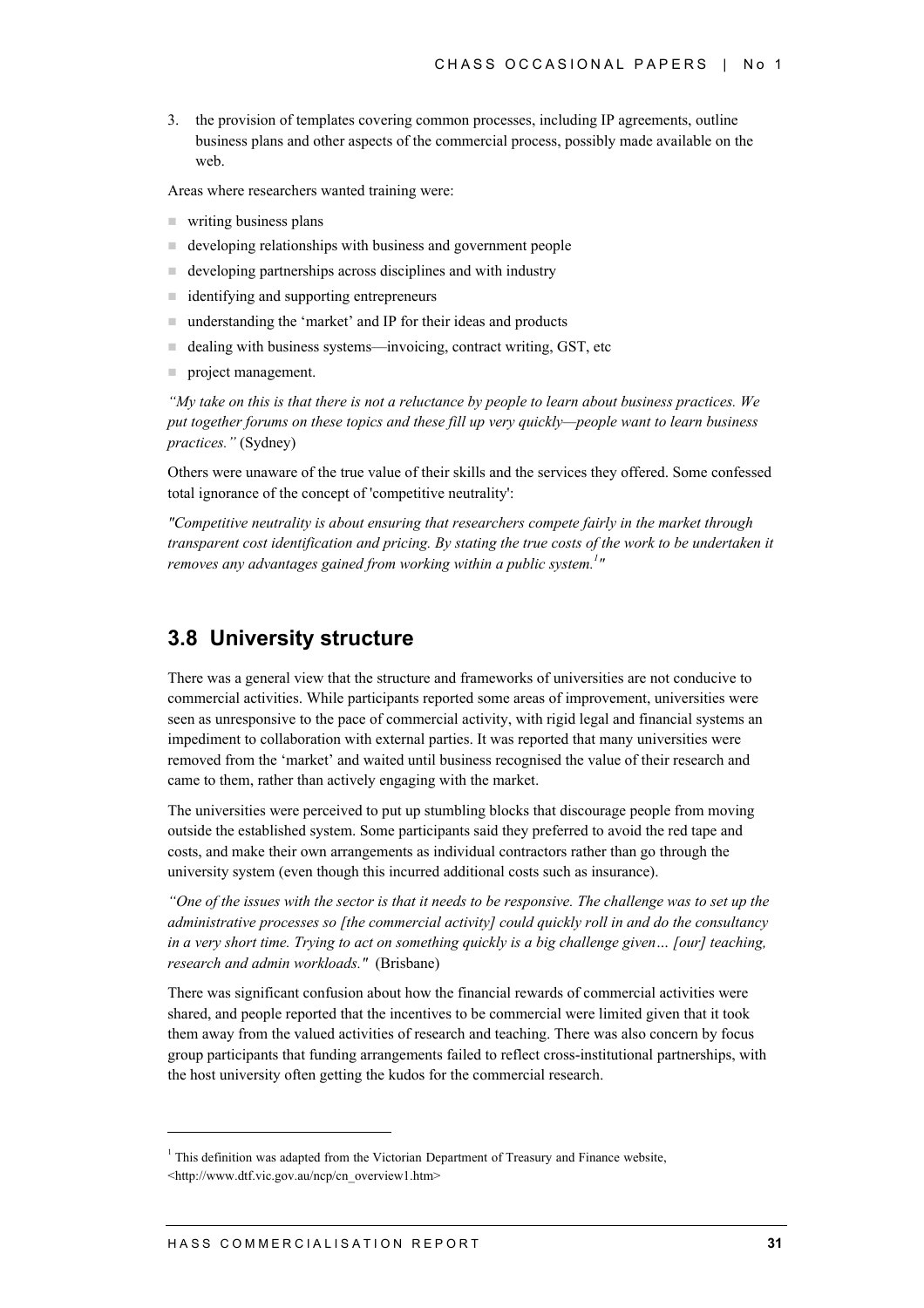3. the provision of templates covering common processes, including IP agreements, outline business plans and other aspects of the commercial process, possibly made available on the web.

Areas where researchers wanted training were:

- writing business plans
- developing relationships with business and government people
- developing partnerships across disciplines and with industry
- identifying and supporting entrepreneurs
- understanding the 'market' and IP for their ideas and products
- dealing with business systems—invoicing, contract writing, GST, etc
- project management.

*"My take on this is that there is not a reluctance by people to learn about business practices. We put together forums on these topics and these fill up very quickly—people want to learn business practices."* (Sydney)

Others were unaware of the true value of their skills and the services they offered. Some confessed total ignorance of the concept of 'competitive neutrality':

*"Competitive neutrality is about ensuring that researchers compete fairly in the market through transparent cost identification and pricing. By stating the true costs of the work to be undertaken it removes any advantages gained from working within a public system.[1]"*

## 3.8 University structure

There was a general view that the structure and frameworks of universities are not conducive to commercial activities. While participants reported some areas of improvement, universities were seen as unresponsive to the pace of commercial activity, with rigid legal and financial systems an impediment to collaboration with external parties. It was reported that many universities were removed from the 'market' and waited until business recognised the value of their research and came to them, rather than actively engaging with the market.

The universities were perceived to put up stumbling blocks that discourage people from moving outside the established system. Some participants said they preferred to avoid the red tape and costs, and make their own arrangements as individual contractors rather than go through the university system (even though this incurred additional costs such as insurance).

*"One of the issues with the sector is that it needs to be responsive. The challenge was to set up the administrative processes so [the commercial activity] could quickly roll in and do the consultancy in a very short time. Trying to act on something quickly is a big challenge given… [our] teaching, research and admin workloads."* (Brisbane)

There was significant confusion about how the financial rewards of commercial activities were shared, and people reported that the incentives to be commercial were limited given that it took them away from the valued activities of research and teaching. There was also concern by focus group participants that funding arrangements failed to reflect cross-institutional partnerships, with the host university often getting the kudos for the commercial research.

---

[1] This definition was adapted from the Victorian Department of Treasury and Finance website, <http://www.dtf.vic.gov.au/ncp/cn_overview1.htm>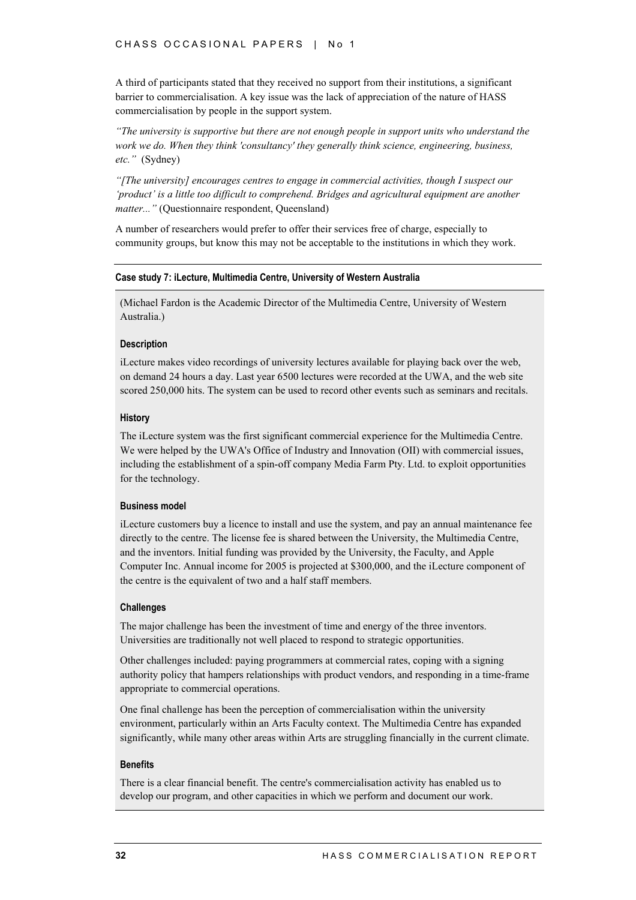A third of participants stated that they received no support from their institutions, a significant barrier to commercialisation. A key issue was the lack of appreciation of the nature of HASS commercialisation by people in the support system.

*"The university is supportive but there are not enough people in support units who understand the work we do. When they think 'consultancy' they generally think science, engineering, business, etc."* (Sydney)

*"[The university] encourages centres to engage in commercial activities, though I suspect our 'product' is a little too difficult to comprehend. Bridges and agricultural equipment are another matter..."* (Questionnaire respondent, Queensland)

A number of researchers would prefer to offer their services free of charge, especially to community groups, but know this may not be acceptable to the institutions in which they work.

### Case study 7: iLecture, Multimedia Centre, University of Western Australia

(Michael Fardon is the Academic Director of the Multimedia Centre, University of Western Australia.)

#### Description

iLecture makes video recordings of university lectures available for playing back over the web, on demand 24 hours a day. Last year 6500 lectures were recorded at the UWA, and the web site scored 250,000 hits. The system can be used to record other events such as seminars and recitals.

#### History

The iLecture system was the first significant commercial experience for the Multimedia Centre. We were helped by the UWA's Office of Industry and Innovation (OII) with commercial issues, including the establishment of a spin-off company Media Farm Pty. Ltd. to exploit opportunities for the technology.

#### Business model

iLecture customers buy a licence to install and use the system, and pay an annual maintenance fee directly to the centre. The license fee is shared between the University, the Multimedia Centre, and the inventors. Initial funding was provided by the University, the Faculty, and Apple Computer Inc. Annual income for 2005 is projected at $300,000, and the iLecture component of the centre is the equivalent of two and a half staff members.

#### Challenges

The major challenge has been the investment of time and energy of the three inventors. Universities are traditionally not well placed to respond to strategic opportunities.

Other challenges included: paying programmers at commercial rates, coping with a signing authority policy that hampers relationships with product vendors, and responding in a time-frame appropriate to commercial operations.

One final challenge has been the perception of commercialisation within the university environment, particularly within an Arts Faculty context. The Multimedia Centre has expanded significantly, while many other areas within Arts are struggling financially in the current climate.

#### Benefits

There is a clear financial benefit. The centre's commercialisation activity has enabled us to develop our program, and other capacities in which we perform and document our work.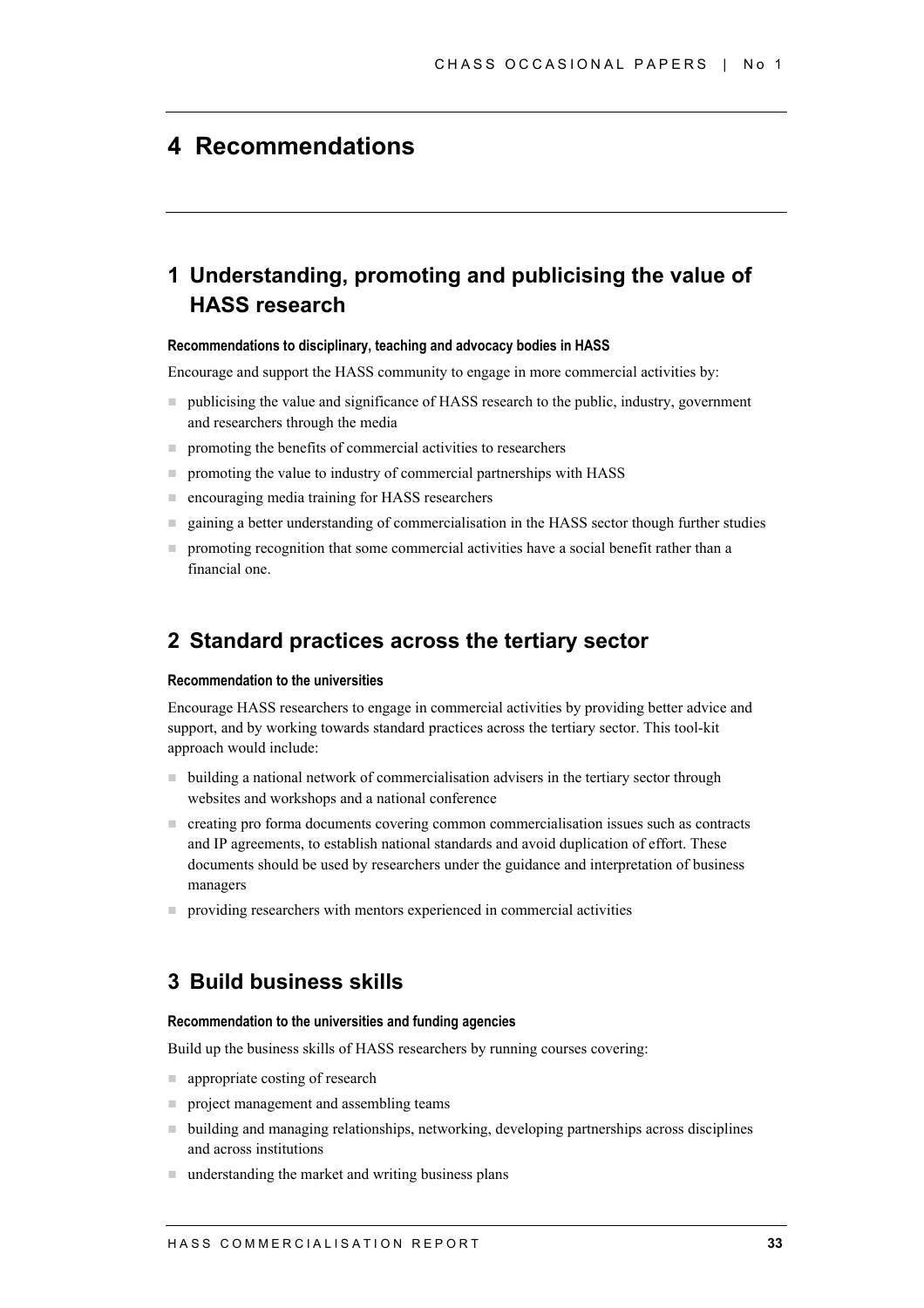# 4 Recommendations

## 1 Understanding, promoting and publicising the value of HASS research

#### Recommendations to disciplinary, teaching and advocacy bodies in HASS

Encourage and support the HASS community to engage in more commercial activities by:

- publicising the value and significance of HASS research to the public, industry, government and researchers through the media
- promoting the benefits of commercial activities to researchers
- promoting the value to industry of commercial partnerships with HASS
- encouraging media training for HASS researchers
- gaining a better understanding of commercialisation in the HASS sector though further studies
- promoting recognition that some commercial activities have a social benefit rather than a financial one.

## 2 Standard practices across the tertiary sector

#### Recommendation to the universities

Encourage HASS researchers to engage in commercial activities by providing better advice and support, and by working towards standard practices across the tertiary sector. This tool-kit approach would include:

- building a national network of commercialisation advisers in the tertiary sector through websites and workshops and a national conference
- creating pro forma documents covering common commercialisation issues such as contracts and IP agreements, to establish national standards and avoid duplication of effort. These documents should be used by researchers under the guidance and interpretation of business managers
- providing researchers with mentors experienced in commercial activities

## 3 Build business skills

#### Recommendation to the universities and funding agencies

Build up the business skills of HASS researchers by running courses covering:

- appropriate costing of research
- project management and assembling teams
- building and managing relationships, networking, developing partnerships across disciplines and across institutions
- understanding the market and writing business plans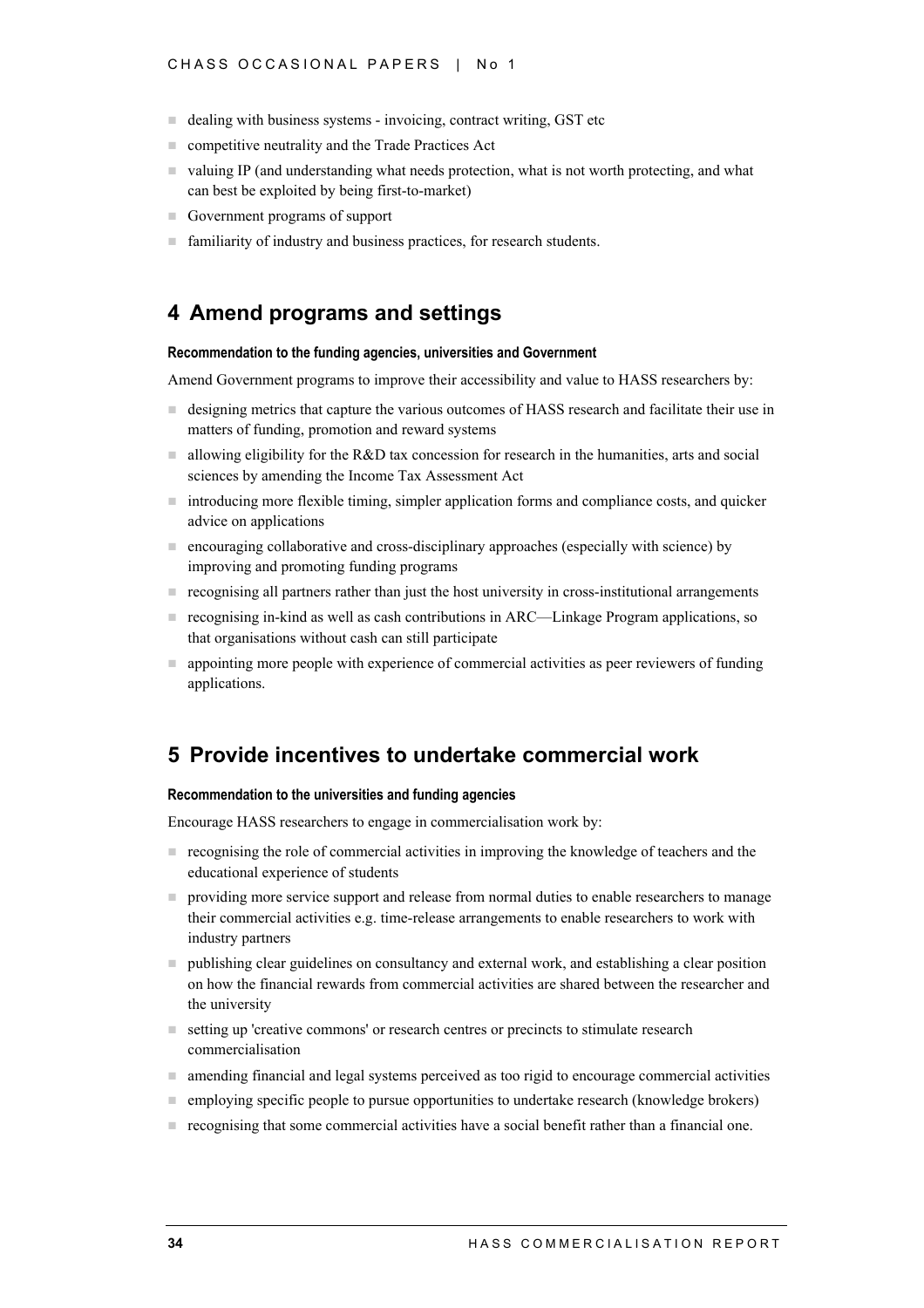- dealing with business systems - invoicing, contract writing, GST etc
- competitive neutrality and the Trade Practices Act
- valuing IP (and understanding what needs protection, what is not worth protecting, and what can best be exploited by being first-to-market)
- Government programs of support
- familiarity of industry and business practices, for research students.

## 4 Amend programs and settings

**Recommendation to the funding agencies, universities and Government**

Amend Government programs to improve their accessibility and value to HASS researchers by:

- designing metrics that capture the various outcomes of HASS research and facilitate their use in matters of funding, promotion and reward systems
- allowing eligibility for the R&D tax concession for research in the humanities, arts and social sciences by amending the Income Tax Assessment Act
- introducing more flexible timing, simpler application forms and compliance costs, and quicker advice on applications
- encouraging collaborative and cross-disciplinary approaches (especially with science) by improving and promoting funding programs
- recognising all partners rather than just the host university in cross-institutional arrangements
- recognising in-kind as well as cash contributions in ARC—Linkage Program applications, so that organisations without cash can still participate
- appointing more people with experience of commercial activities as peer reviewers of funding applications.

## 5 Provide incentives to undertake commercial work

**Recommendation to the universities and funding agencies**

Encourage HASS researchers to engage in commercialisation work by:

- recognising the role of commercial activities in improving the knowledge of teachers and the educational experience of students
- providing more service support and release from normal duties to enable researchers to manage their commercial activities e.g. time-release arrangements to enable researchers to work with industry partners
- publishing clear guidelines on consultancy and external work, and establishing a clear position on how the financial rewards from commercial activities are shared between the researcher and the university
- setting up 'creative commons' or research centres or precincts to stimulate research commercialisation
- amending financial and legal systems perceived as too rigid to encourage commercial activities
- employing specific people to pursue opportunities to undertake research (knowledge brokers)
- recognising that some commercial activities have a social benefit rather than a financial one.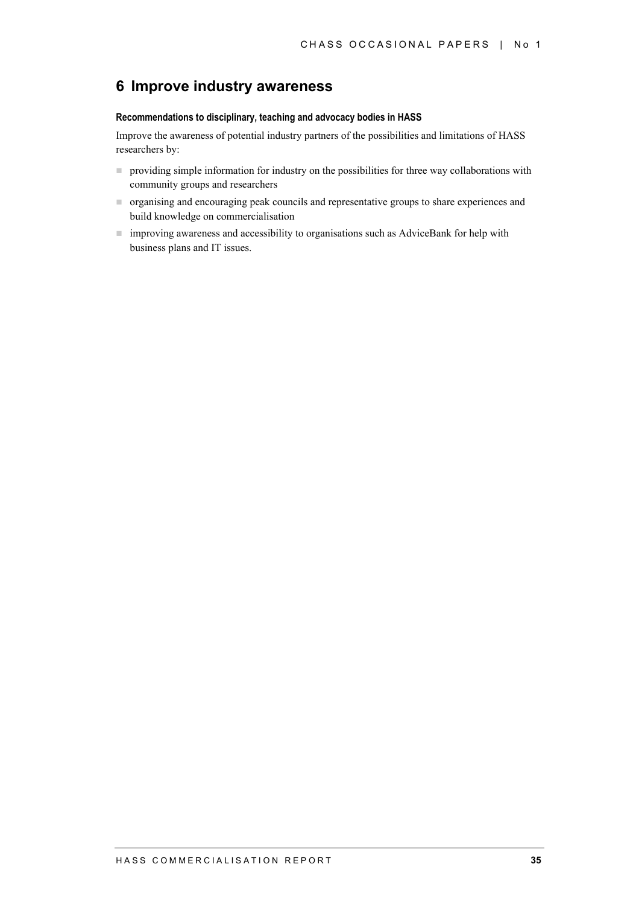## 6 Improve industry awareness

**Recommendations to disciplinary, teaching and advocacy bodies in HASS**

Improve the awareness of potential industry partners of the possibilities and limitations of HASS researchers by:

- providing simple information for industry on the possibilities for three way collaborations with community groups and researchers
- organising and encouraging peak councils and representative groups to share experiences and build knowledge on commercialisation
- improving awareness and accessibility to organisations such as AdviceBank for help with business plans and IT issues.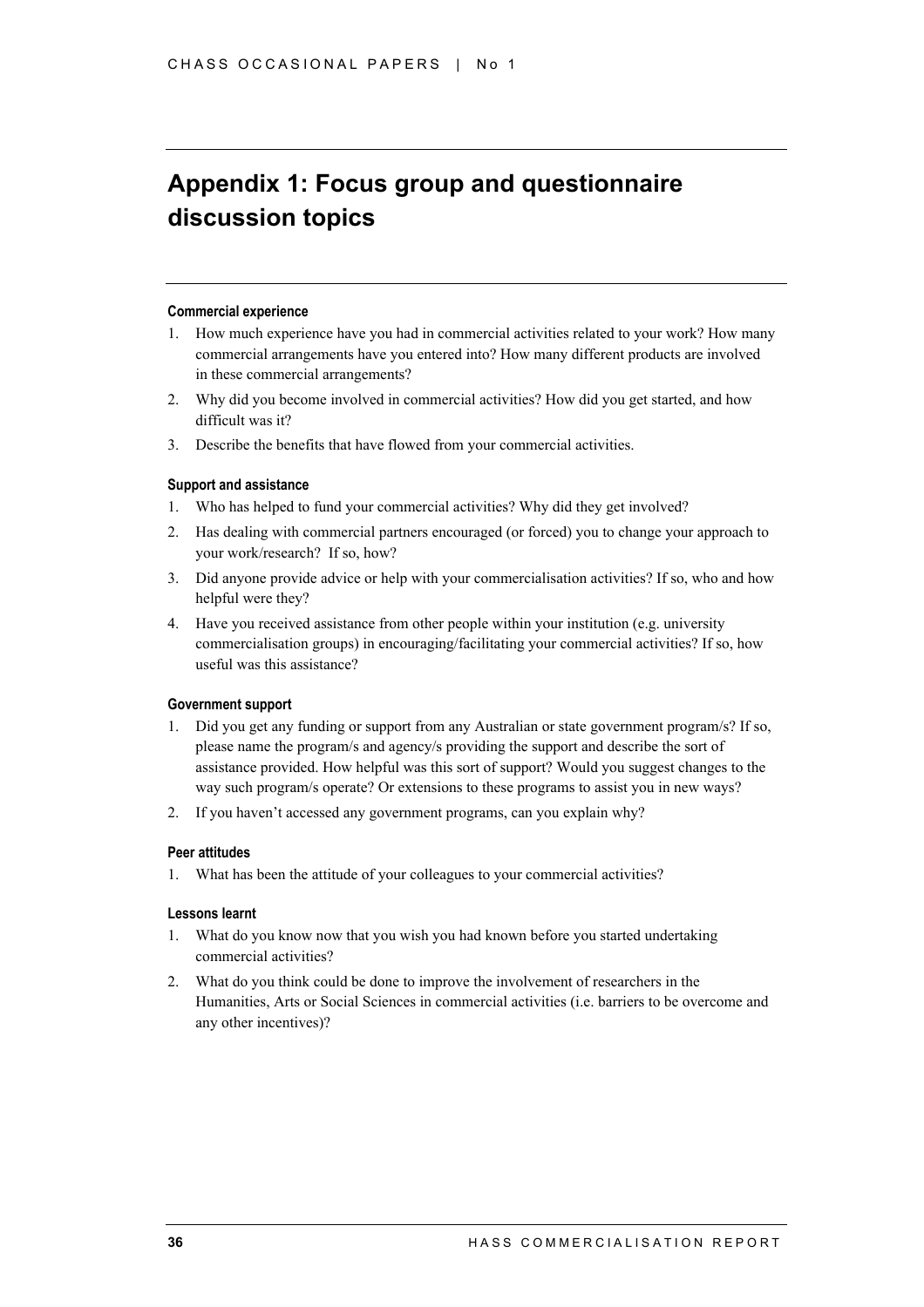# Appendix 1: Focus group and questionnaire discussion topics

**Commercial experience**

1. How much experience have you had in commercial activities related to your work? How many commercial arrangements have you entered into? How many different products are involved in these commercial arrangements?
2. Why did you become involved in commercial activities? How did you get started, and how difficult was it?
3. Describe the benefits that have flowed from your commercial activities.

**Support and assistance**

1. Who has helped to fund your commercial activities? Why did they get involved?
2. Has dealing with commercial partners encouraged (or forced) you to change your approach to your work/research? If so, how?
3. Did anyone provide advice or help with your commercialisation activities? If so, who and how helpful were they?
4. Have you received assistance from other people within your institution (e.g. university commercialisation groups) in encouraging/facilitating your commercial activities? If so, how useful was this assistance?

**Government support**

1. Did you get any funding or support from any Australian or state government program/s? If so, please name the program/s and agency/s providing the support and describe the sort of assistance provided. How helpful was this sort of support? Would you suggest changes to the way such program/s operate? Or extensions to these programs to assist you in new ways?
2. If you haven't accessed any government programs, can you explain why?

**Peer attitudes**

1. What has been the attitude of your colleagues to your commercial activities?

**Lessons learnt**

1. What do you know now that you wish you had known before you started undertaking commercial activities?
2. What do you think could be done to improve the involvement of researchers in the Humanities, Arts or Social Sciences in commercial activities (i.e. barriers to be overcome and any other incentives)?